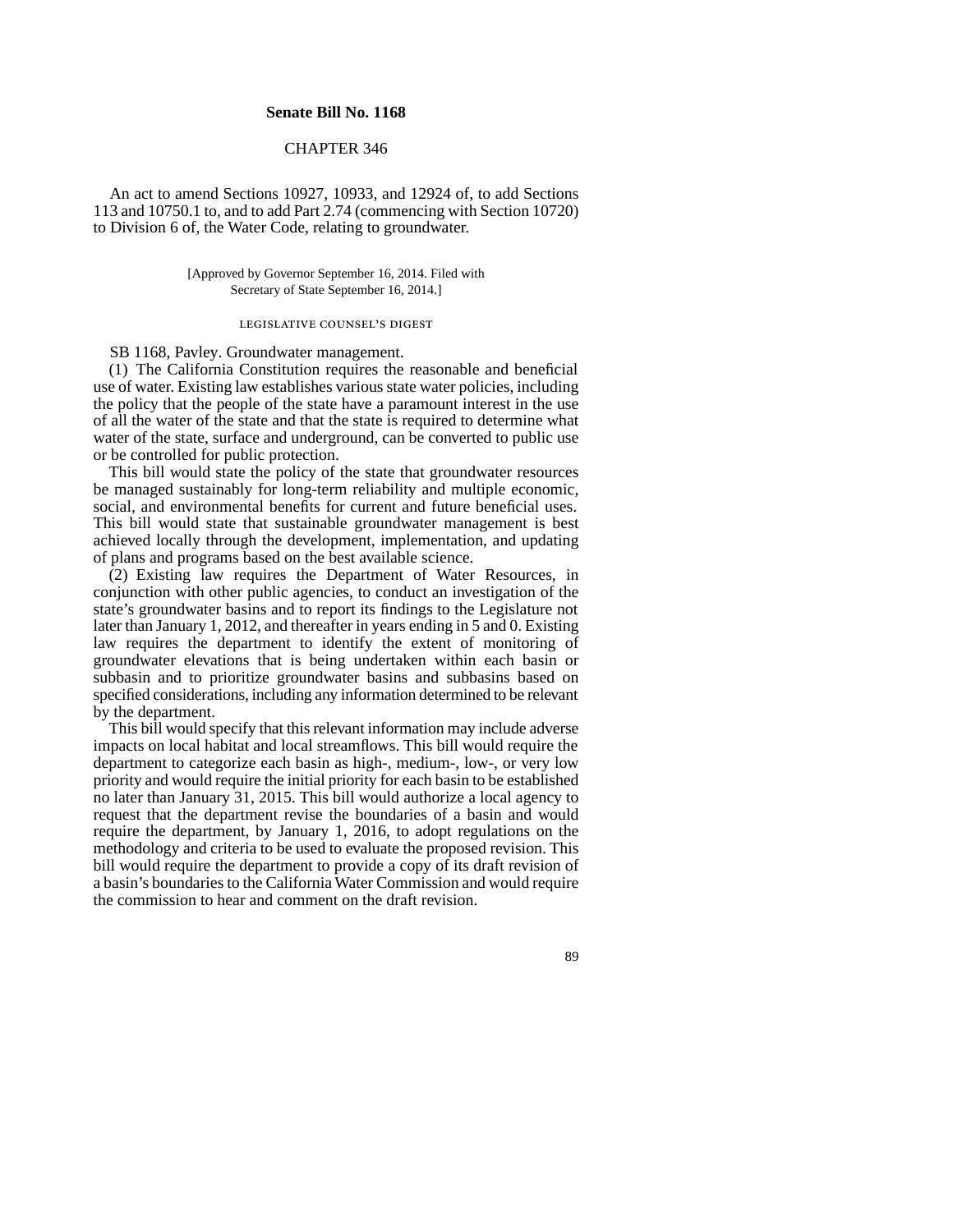**Senate Bill No. 1168**

CHAPTER 346

An act to amend Sections 10927, 10933, and 12924 of, to add Sections 113 and 10750.1 to, and to add Part 2.74 (commencing with Section 10720) to Division 6 of, the Water Code, relating to groundwater.

[Approved by Governor September 16, 2014. Filed with Secretary of State September 16, 2014.]

LEGISLATIVE COUNSEL'S DIGEST

SB 1168, Pavley. Groundwater management.

(1) The California Constitution requires the reasonable and beneficial use of water. Existing law establishes various state water policies, including the policy that the people of the state have a paramount interest in the use of all the water of the state and that the state is required to determine what water of the state, surface and underground, can be converted to public use or be controlled for public protection.

This bill would state the policy of the state that groundwater resources be managed sustainably for long-term reliability and multiple economic, social, and environmental benefits for current and future beneficial uses. This bill would state that sustainable groundwater management is best achieved locally through the development, implementation, and updating of plans and programs based on the best available science.

(2) Existing law requires the Department of Water Resources, in conjunction with other public agencies, to conduct an investigation of the state's groundwater basins and to report its findings to the Legislature not later than January 1, 2012, and thereafter in years ending in 5 and 0. Existing law requires the department to identify the extent of monitoring of groundwater elevations that is being undertaken within each basin or subbasin and to prioritize groundwater basins and subbasins based on specified considerations, including any information determined to be relevant by the department.

This bill would specify that this relevant information may include adverse impacts on local habitat and local streamflows. This bill would require the department to categorize each basin as high-, medium-, low-, or very low priority and would require the initial priority for each basin to be established no later than January 31, 2015. This bill would authorize a local agency to request that the department revise the boundaries of a basin and would require the department, by January 1, 2016, to adopt regulations on the methodology and criteria to be used to evaluate the proposed revision. This bill would require the department to provide a copy of its draft revision of a basin's boundaries to the California Water Commission and would require the commission to hear and comment on the draft revision.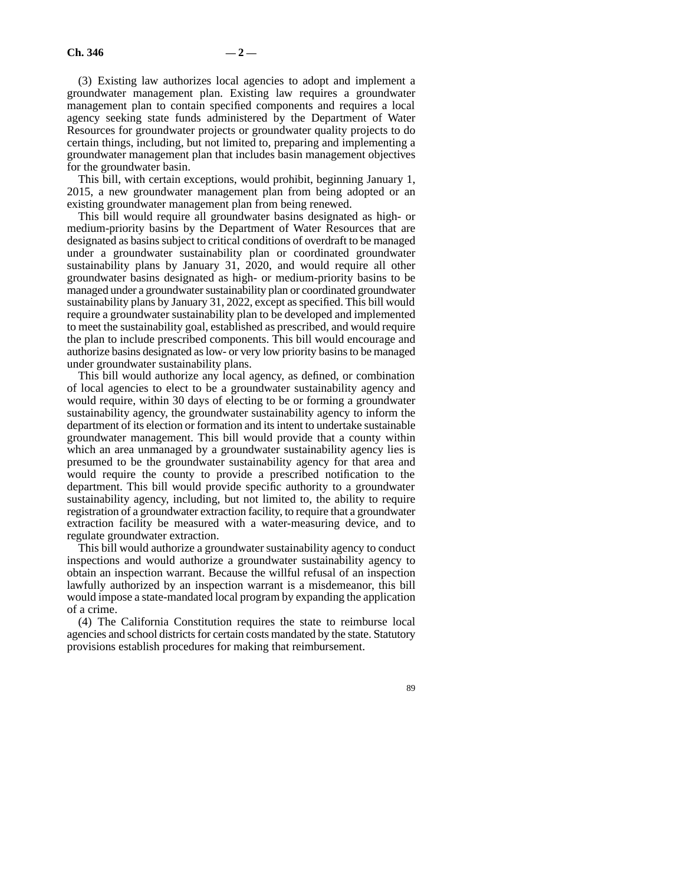(3) Existing law authorizes local agencies to adopt and implement a groundwater management plan. Existing law requires a groundwater management plan to contain specified components and requires a local agency seeking state funds administered by the Department of Water Resources for groundwater projects or groundwater quality projects to do certain things, including, but not limited to, preparing and implementing a groundwater management plan that includes basin management objectives for the groundwater basin.

This bill, with certain exceptions, would prohibit, beginning January 1, 2015, a new groundwater management plan from being adopted or an existing groundwater management plan from being renewed.

This bill would require all groundwater basins designated as high- or medium-priority basins by the Department of Water Resources that are designated as basins subject to critical conditions of overdraft to be managed under a groundwater sustainability plan or coordinated groundwater sustainability plans by January 31, 2020, and would require all other groundwater basins designated as high- or medium-priority basins to be managed under a groundwater sustainability plan or coordinated groundwater sustainability plans by January 31, 2022, except as specified. This bill would require a groundwater sustainability plan to be developed and implemented to meet the sustainability goal, established as prescribed, and would require the plan to include prescribed components. This bill would encourage and authorize basins designated as low- or very low priority basins to be managed under groundwater sustainability plans.

This bill would authorize any local agency, as defined, or combination of local agencies to elect to be a groundwater sustainability agency and would require, within 30 days of electing to be or forming a groundwater sustainability agency, the groundwater sustainability agency to inform the department of its election or formation and its intent to undertake sustainable groundwater management. This bill would provide that a county within which an area unmanaged by a groundwater sustainability agency lies is presumed to be the groundwater sustainability agency for that area and would require the county to provide a prescribed notification to the department. This bill would provide specific authority to a groundwater sustainability agency, including, but not limited to, the ability to require registration of a groundwater extraction facility, to require that a groundwater extraction facility be measured with a water-measuring device, and to regulate groundwater extraction.

This bill would authorize a groundwater sustainability agency to conduct inspections and would authorize a groundwater sustainability agency to obtain an inspection warrant. Because the willful refusal of an inspection lawfully authorized by an inspection warrant is a misdemeanor, this bill would impose a state-mandated local program by expanding the application of a crime.

(4) The California Constitution requires the state to reimburse local agencies and school districts for certain costs mandated by the state. Statutory provisions establish procedures for making that reimbursement.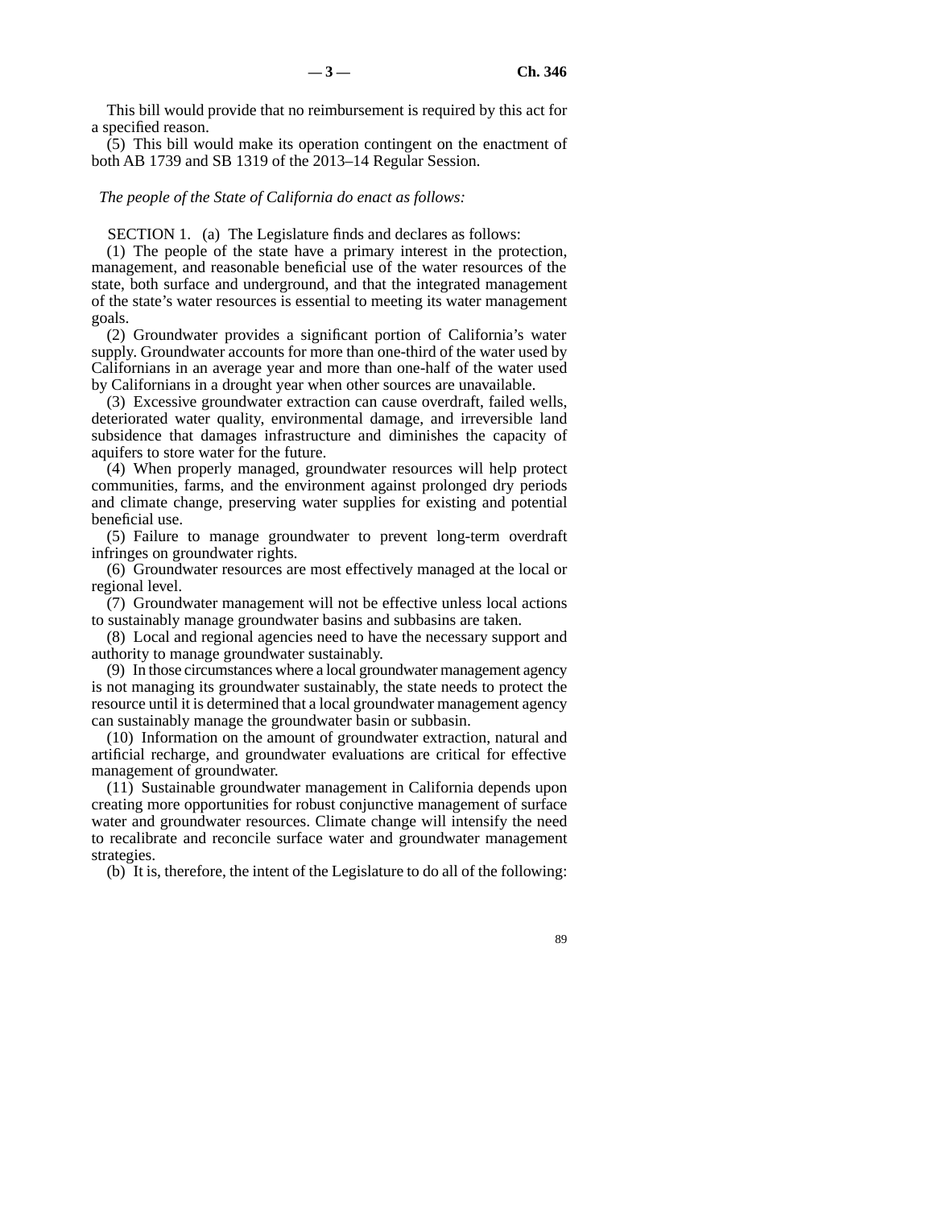This bill would provide that no reimbursement is required by this act for a specified reason.

(5) This bill would make its operation contingent on the enactment of both AB 1739 and SB 1319 of the 2013–14 Regular Session.

*The people of the State of California do enact as follows:*

SECTION 1. (a) The Legislature finds and declares as follows:

(1) The people of the state have a primary interest in the protection, management, and reasonable beneficial use of the water resources of the state, both surface and underground, and that the integrated management of the state's water resources is essential to meeting its water management goals.

(2) Groundwater provides a significant portion of California's water supply. Groundwater accounts for more than one-third of the water used by Californians in an average year and more than one-half of the water used by Californians in a drought year when other sources are unavailable.

(3) Excessive groundwater extraction can cause overdraft, failed wells, deteriorated water quality, environmental damage, and irreversible land subsidence that damages infrastructure and diminishes the capacity of aquifers to store water for the future.

(4) When properly managed, groundwater resources will help protect communities, farms, and the environment against prolonged dry periods and climate change, preserving water supplies for existing and potential beneficial use.

(5) Failure to manage groundwater to prevent long-term overdraft infringes on groundwater rights.

(6) Groundwater resources are most effectively managed at the local or regional level.

(7) Groundwater management will not be effective unless local actions to sustainably manage groundwater basins and subbasins are taken.

(8) Local and regional agencies need to have the necessary support and authority to manage groundwater sustainably.

(9) In those circumstances where a local groundwater management agency is not managing its groundwater sustainably, the state needs to protect the resource until it is determined that a local groundwater management agency can sustainably manage the groundwater basin or subbasin.

(10) Information on the amount of groundwater extraction, natural and artificial recharge, and groundwater evaluations are critical for effective management of groundwater.

(11) Sustainable groundwater management in California depends upon creating more opportunities for robust conjunctive management of surface water and groundwater resources. Climate change will intensify the need to recalibrate and reconcile surface water and groundwater management strategies.

(b) It is, therefore, the intent of the Legislature to do all of the following: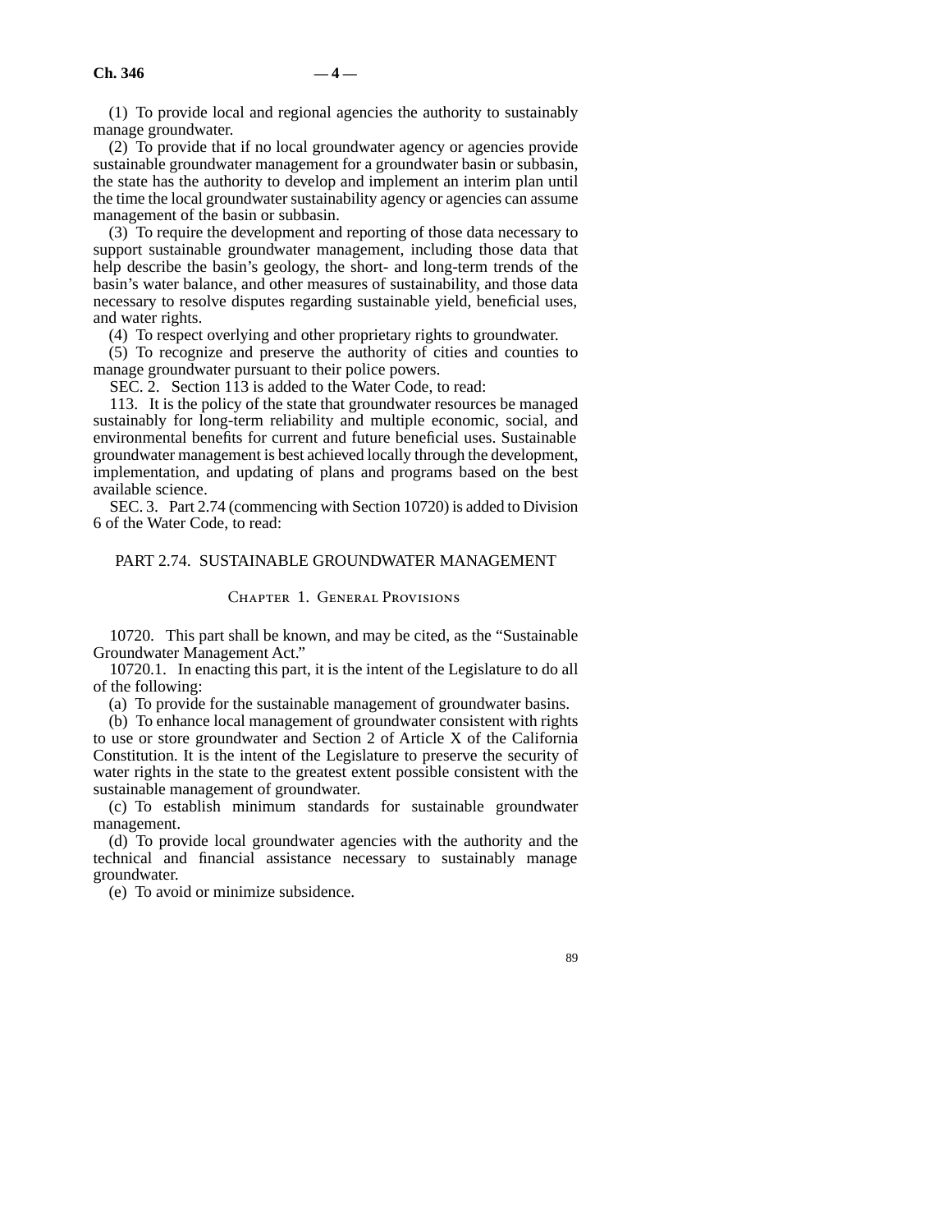(1) To provide local and regional agencies the authority to sustainably manage groundwater.

(2) To provide that if no local groundwater agency or agencies provide sustainable groundwater management for a groundwater basin or subbasin, the state has the authority to develop and implement an interim plan until the time the local groundwater sustainability agency or agencies can assume management of the basin or subbasin.

(3) To require the development and reporting of those data necessary to support sustainable groundwater management, including those data that help describe the basin's geology, the short- and long-term trends of the basin's water balance, and other measures of sustainability, and those data necessary to resolve disputes regarding sustainable yield, beneficial uses, and water rights.

(4) To respect overlying and other proprietary rights to groundwater.

(5) To recognize and preserve the authority of cities and counties to manage groundwater pursuant to their police powers.

SEC. 2. Section 113 is added to the Water Code, to read:

113. It is the policy of the state that groundwater resources be managed sustainably for long-term reliability and multiple economic, social, and environmental benefits for current and future beneficial uses. Sustainable groundwater management is best achieved locally through the development, implementation, and updating of plans and programs based on the best available science.

SEC. 3. Part 2.74 (commencing with Section 10720) is added to Division 6 of the Water Code, to read:

## PART 2.74. SUSTAINABLE GROUNDWATER MANAGEMENT

### Chapter 1. General Provisions

10720. This part shall be known, and may be cited, as the "Sustainable Groundwater Management Act."

10720.1. In enacting this part, it is the intent of the Legislature to do all of the following:

(a) To provide for the sustainable management of groundwater basins.

(b) To enhance local management of groundwater consistent with rights to use or store groundwater and Section 2 of Article X of the California Constitution. It is the intent of the Legislature to preserve the security of water rights in the state to the greatest extent possible consistent with the sustainable management of groundwater.

(c) To establish minimum standards for sustainable groundwater management.

(d) To provide local groundwater agencies with the authority and the technical and financial assistance necessary to sustainably manage groundwater.

(e) To avoid or minimize subsidence.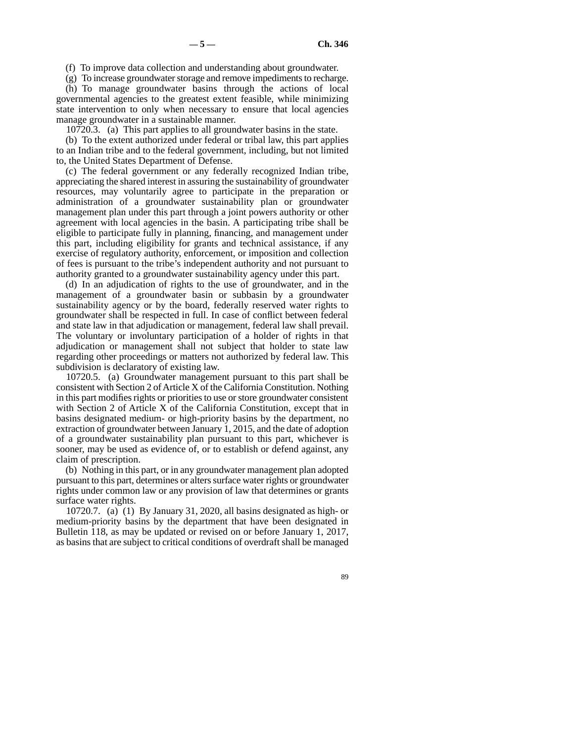(f) To improve data collection and understanding about groundwater.

(g) To increase groundwater storage and remove impediments to recharge.

(h) To manage groundwater basins through the actions of local governmental agencies to the greatest extent feasible, while minimizing state intervention to only when necessary to ensure that local agencies manage groundwater in a sustainable manner.

10720.3. (a) This part applies to all groundwater basins in the state.

(b) To the extent authorized under federal or tribal law, this part applies to an Indian tribe and to the federal government, including, but not limited to, the United States Department of Defense.

(c) The federal government or any federally recognized Indian tribe, appreciating the shared interest in assuring the sustainability of groundwater resources, may voluntarily agree to participate in the preparation or administration of a groundwater sustainability plan or groundwater management plan under this part through a joint powers authority or other agreement with local agencies in the basin. A participating tribe shall be eligible to participate fully in planning, financing, and management under this part, including eligibility for grants and technical assistance, if any exercise of regulatory authority, enforcement, or imposition and collection of fees is pursuant to the tribe's independent authority and not pursuant to authority granted to a groundwater sustainability agency under this part.

(d) In an adjudication of rights to the use of groundwater, and in the management of a groundwater basin or subbasin by a groundwater sustainability agency or by the board, federally reserved water rights to groundwater shall be respected in full. In case of conflict between federal and state law in that adjudication or management, federal law shall prevail. The voluntary or involuntary participation of a holder of rights in that adjudication or management shall not subject that holder to state law regarding other proceedings or matters not authorized by federal law. This subdivision is declaratory of existing law.

10720.5. (a) Groundwater management pursuant to this part shall be consistent with Section 2 of Article X of the California Constitution. Nothing in this part modifies rights or priorities to use or store groundwater consistent with Section 2 of Article X of the California Constitution, except that in basins designated medium- or high-priority basins by the department, no extraction of groundwater between January 1, 2015, and the date of adoption of a groundwater sustainability plan pursuant to this part, whichever is sooner, may be used as evidence of, or to establish or defend against, any claim of prescription.

(b) Nothing in this part, or in any groundwater management plan adopted pursuant to this part, determines or alters surface water rights or groundwater rights under common law or any provision of law that determines or grants surface water rights.

10720.7. (a) (1) By January 31, 2020, all basins designated as high- or medium-priority basins by the department that have been designated in Bulletin 118, as may be updated or revised on or before January 1, 2017, as basins that are subject to critical conditions of overdraft shall be managed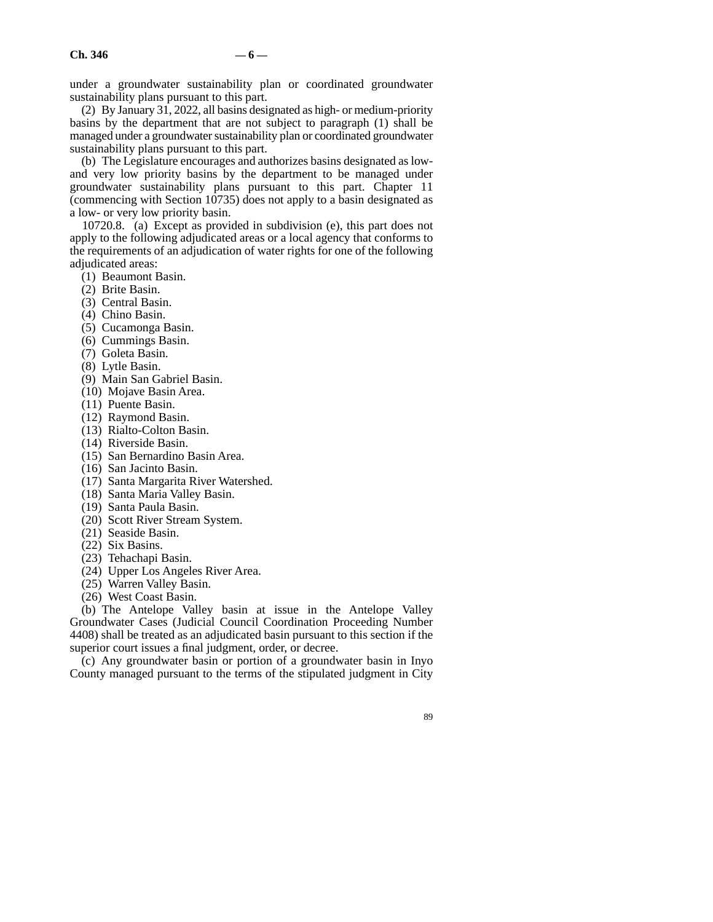under a groundwater sustainability plan or coordinated groundwater sustainability plans pursuant to this part.

(2) By January 31, 2022, all basins designated as high- or medium-priority basins by the department that are not subject to paragraph (1) shall be managed under a groundwater sustainability plan or coordinated groundwater sustainability plans pursuant to this part.

(b) The Legislature encourages and authorizes basins designated as low- and very low priority basins by the department to be managed under groundwater sustainability plans pursuant to this part. Chapter 11 (commencing with Section 10735) does not apply to a basin designated as a low- or very low priority basin.

10720.8. (a) Except as provided in subdivision (e), this part does not apply to the following adjudicated areas or a local agency that conforms to the requirements of an adjudication of water rights for one of the following adjudicated areas:

(1) Beaumont Basin.
(2) Brite Basin.
(3) Central Basin.
(4) Chino Basin.
(5) Cucamonga Basin.
(6) Cummings Basin.
(7) Goleta Basin.
(8) Lytle Basin.
(9) Main San Gabriel Basin.
(10) Mojave Basin Area.
(11) Puente Basin.
(12) Raymond Basin.
(13) Rialto-Colton Basin.
(14) Riverside Basin.
(15) San Bernardino Basin Area.
(16) San Jacinto Basin.
(17) Santa Margarita River Watershed.
(18) Santa Maria Valley Basin.
(19) Santa Paula Basin.
(20) Scott River Stream System.
(21) Seaside Basin.
(22) Six Basins.
(23) Tehachapi Basin.
(24) Upper Los Angeles River Area.
(25) Warren Valley Basin.
(26) West Coast Basin.

(b) The Antelope Valley basin at issue in the Antelope Valley Groundwater Cases (Judicial Council Coordination Proceeding Number 4408) shall be treated as an adjudicated basin pursuant to this section if the superior court issues a final judgment, order, or decree.

(c) Any groundwater basin or portion of a groundwater basin in Inyo County managed pursuant to the terms of the stipulated judgment in City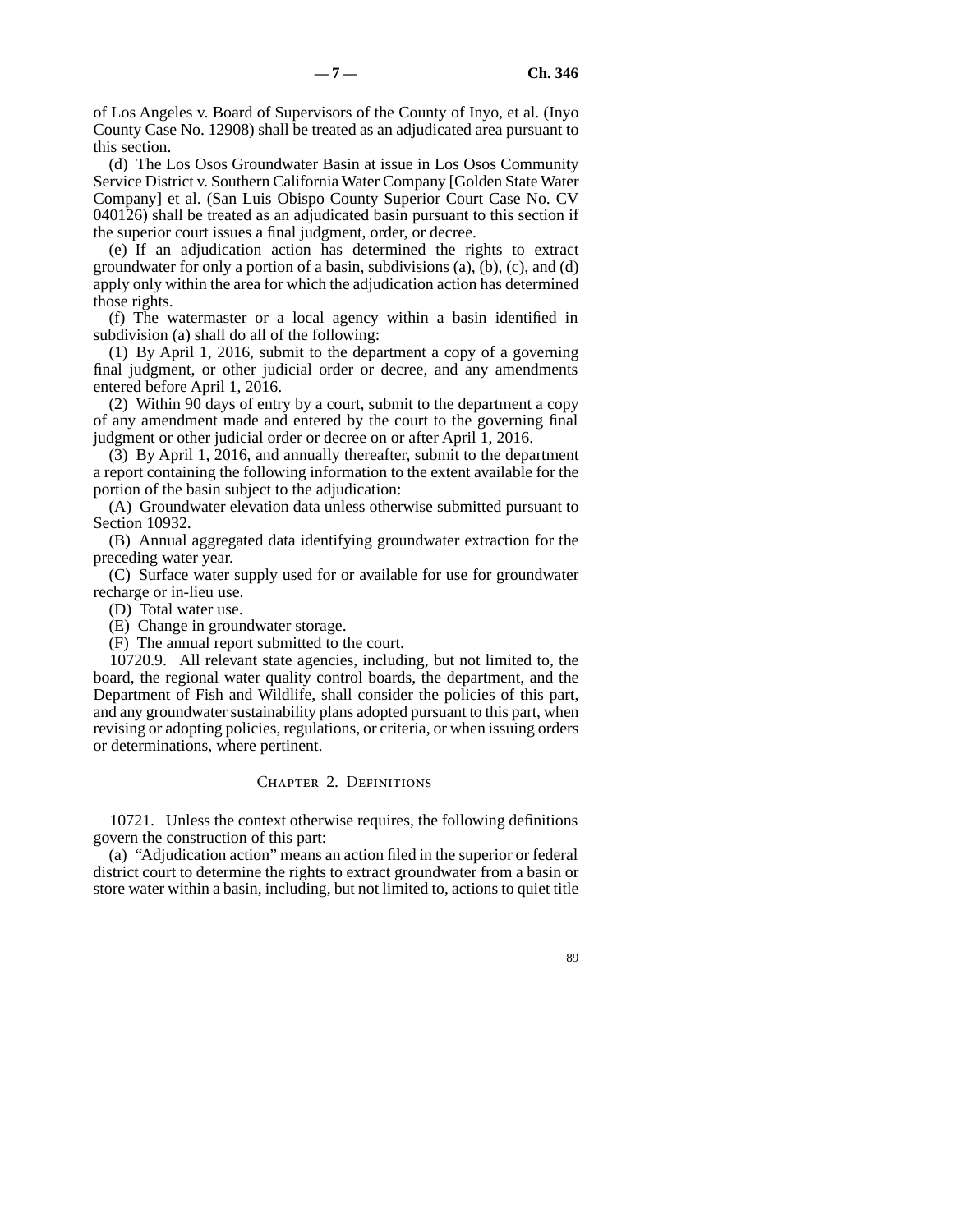of Los Angeles v. Board of Supervisors of the County of Inyo, et al. (Inyo County Case No. 12908) shall be treated as an adjudicated area pursuant to this section.

(d) The Los Osos Groundwater Basin at issue in Los Osos Community Service District v. Southern California Water Company [Golden State Water Company] et al. (San Luis Obispo County Superior Court Case No. CV 040126) shall be treated as an adjudicated basin pursuant to this section if the superior court issues a final judgment, order, or decree.

(e) If an adjudication action has determined the rights to extract groundwater for only a portion of a basin, subdivisions (a), (b), (c), and (d) apply only within the area for which the adjudication action has determined those rights.

(f) The watermaster or a local agency within a basin identified in subdivision (a) shall do all of the following:

(1) By April 1, 2016, submit to the department a copy of a governing final judgment, or other judicial order or decree, and any amendments entered before April 1, 2016.

(2) Within 90 days of entry by a court, submit to the department a copy of any amendment made and entered by the court to the governing final judgment or other judicial order or decree on or after April 1, 2016.

(3) By April 1, 2016, and annually thereafter, submit to the department a report containing the following information to the extent available for the portion of the basin subject to the adjudication:

(A) Groundwater elevation data unless otherwise submitted pursuant to Section 10932.

(B) Annual aggregated data identifying groundwater extraction for the preceding water year.

(C) Surface water supply used for or available for use for groundwater recharge or in-lieu use.

(D) Total water use.

(E) Change in groundwater storage.

(F) The annual report submitted to the court.

10720.9. All relevant state agencies, including, but not limited to, the board, the regional water quality control boards, the department, and the Department of Fish and Wildlife, shall consider the policies of this part, and any groundwater sustainability plans adopted pursuant to this part, when revising or adopting policies, regulations, or criteria, or when issuing orders or determinations, where pertinent.

## Chapter 2. Definitions

10721. Unless the context otherwise requires, the following definitions govern the construction of this part:

(a) "Adjudication action" means an action filed in the superior or federal district court to determine the rights to extract groundwater from a basin or store water within a basin, including, but not limited to, actions to quiet title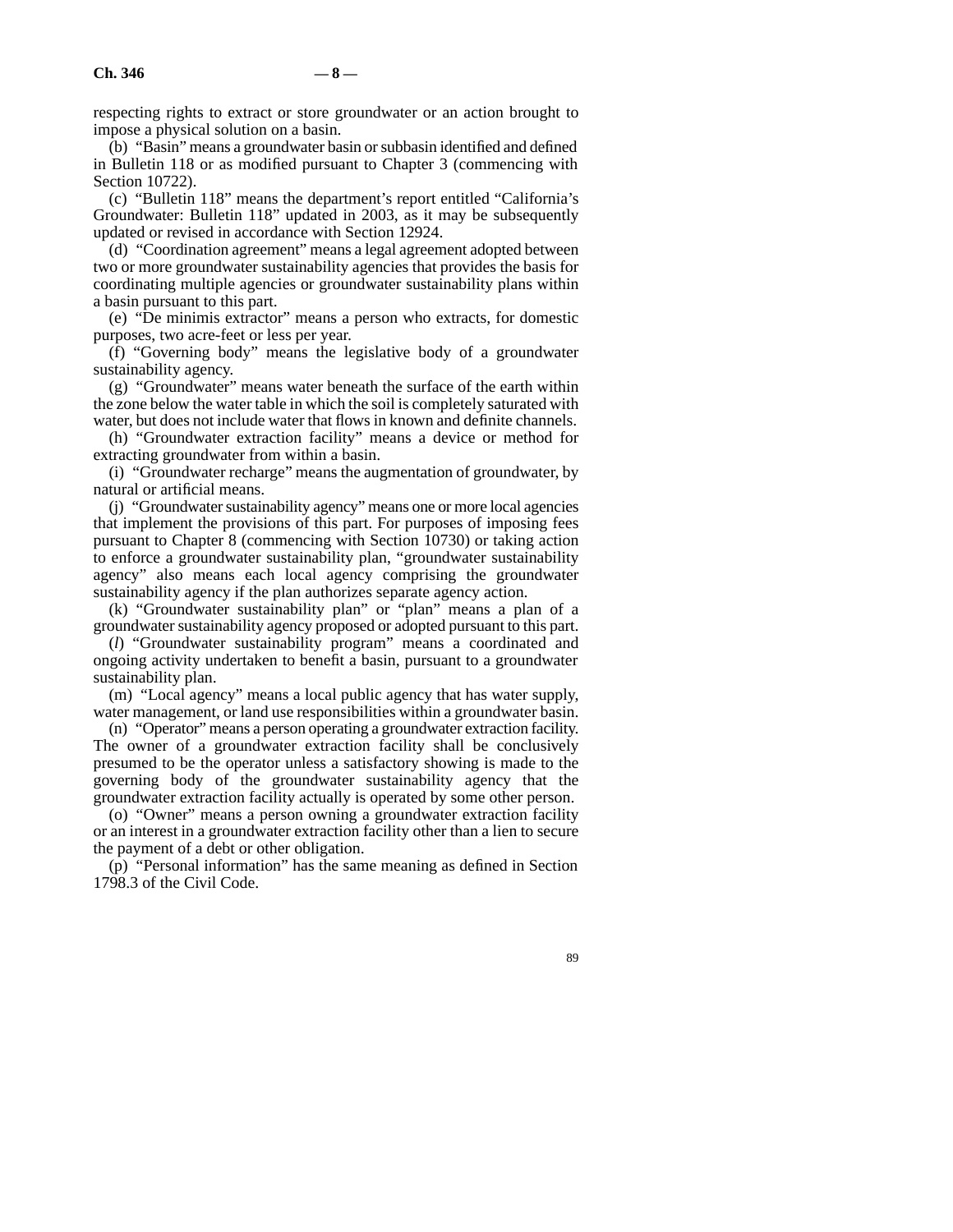respecting rights to extract or store groundwater or an action brought to impose a physical solution on a basin.

(b) "Basin" means a groundwater basin or subbasin identified and defined in Bulletin 118 or as modified pursuant to Chapter 3 (commencing with Section 10722).

(c) "Bulletin 118" means the department's report entitled "California's Groundwater: Bulletin 118" updated in 2003, as it may be subsequently updated or revised in accordance with Section 12924.

(d) "Coordination agreement" means a legal agreement adopted between two or more groundwater sustainability agencies that provides the basis for coordinating multiple agencies or groundwater sustainability plans within a basin pursuant to this part.

(e) "De minimis extractor" means a person who extracts, for domestic purposes, two acre-feet or less per year.

(f) "Governing body" means the legislative body of a groundwater sustainability agency.

(g) "Groundwater" means water beneath the surface of the earth within the zone below the water table in which the soil is completely saturated with water, but does not include water that flows in known and definite channels.

(h) "Groundwater extraction facility" means a device or method for extracting groundwater from within a basin.

(i) "Groundwater recharge" means the augmentation of groundwater, by natural or artificial means.

(j) "Groundwater sustainability agency" means one or more local agencies that implement the provisions of this part. For purposes of imposing fees pursuant to Chapter 8 (commencing with Section 10730) or taking action to enforce a groundwater sustainability plan, "groundwater sustainability agency" also means each local agency comprising the groundwater sustainability agency if the plan authorizes separate agency action.

(k) "Groundwater sustainability plan" or "plan" means a plan of a groundwater sustainability agency proposed or adopted pursuant to this part.

(*l*) "Groundwater sustainability program" means a coordinated and ongoing activity undertaken to benefit a basin, pursuant to a groundwater sustainability plan.

(m) "Local agency" means a local public agency that has water supply, water management, or land use responsibilities within a groundwater basin.

(n) "Operator" means a person operating a groundwater extraction facility. The owner of a groundwater extraction facility shall be conclusively presumed to be the operator unless a satisfactory showing is made to the governing body of the groundwater sustainability agency that the groundwater extraction facility actually is operated by some other person.

(o) "Owner" means a person owning a groundwater extraction facility or an interest in a groundwater extraction facility other than a lien to secure the payment of a debt or other obligation.

(p) "Personal information" has the same meaning as defined in Section 1798.3 of the Civil Code.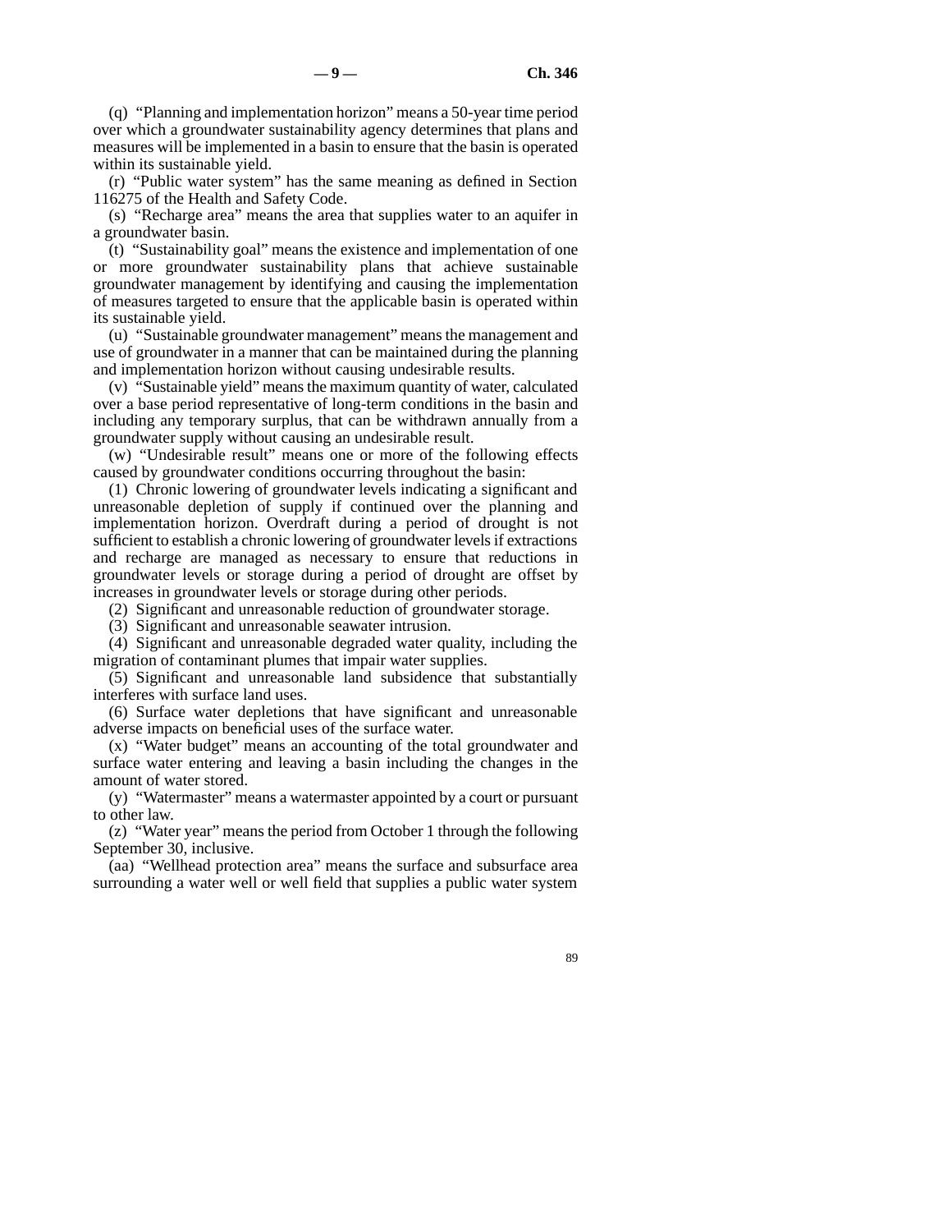(q) "Planning and implementation horizon" means a 50-year time period over which a groundwater sustainability agency determines that plans and measures will be implemented in a basin to ensure that the basin is operated within its sustainable yield.

(r) "Public water system" has the same meaning as defined in Section 116275 of the Health and Safety Code.

(s) "Recharge area" means the area that supplies water to an aquifer in a groundwater basin.

(t) "Sustainability goal" means the existence and implementation of one or more groundwater sustainability plans that achieve sustainable groundwater management by identifying and causing the implementation of measures targeted to ensure that the applicable basin is operated within its sustainable yield.

(u) "Sustainable groundwater management" means the management and use of groundwater in a manner that can be maintained during the planning and implementation horizon without causing undesirable results.

(v) "Sustainable yield" means the maximum quantity of water, calculated over a base period representative of long-term conditions in the basin and including any temporary surplus, that can be withdrawn annually from a groundwater supply without causing an undesirable result.

(w) "Undesirable result" means one or more of the following effects caused by groundwater conditions occurring throughout the basin:

(1) Chronic lowering of groundwater levels indicating a significant and unreasonable depletion of supply if continued over the planning and implementation horizon. Overdraft during a period of drought is not sufficient to establish a chronic lowering of groundwater levels if extractions and recharge are managed as necessary to ensure that reductions in groundwater levels or storage during a period of drought are offset by increases in groundwater levels or storage during other periods.

(2) Significant and unreasonable reduction of groundwater storage.

(3) Significant and unreasonable seawater intrusion.

(4) Significant and unreasonable degraded water quality, including the migration of contaminant plumes that impair water supplies.

(5) Significant and unreasonable land subsidence that substantially interferes with surface land uses.

(6) Surface water depletions that have significant and unreasonable adverse impacts on beneficial uses of the surface water.

(x) "Water budget" means an accounting of the total groundwater and surface water entering and leaving a basin including the changes in the amount of water stored.

(y) "Watermaster" means a watermaster appointed by a court or pursuant to other law.

(z) "Water year" means the period from October 1 through the following September 30, inclusive.

(aa) "Wellhead protection area" means the surface and subsurface area surrounding a water well or well field that supplies a public water system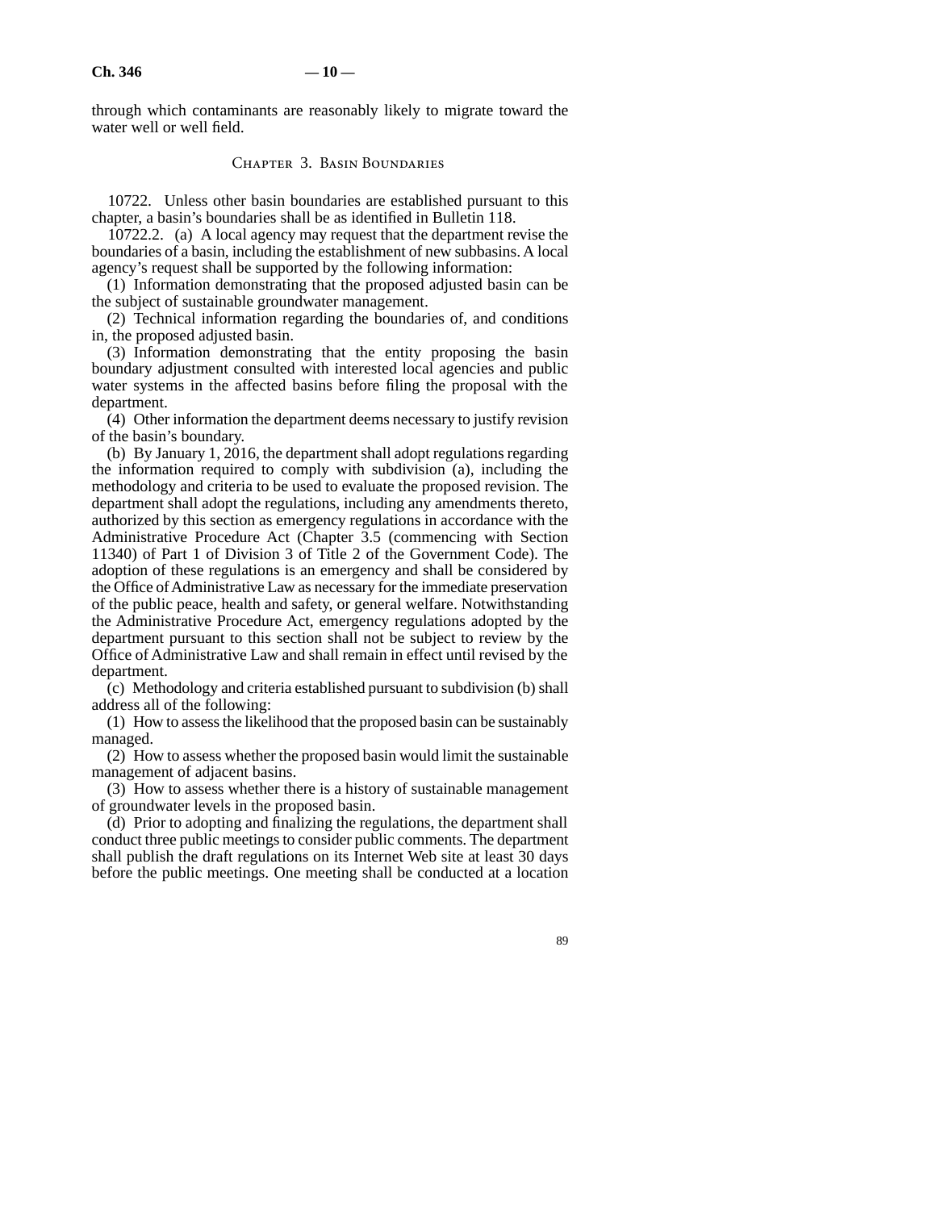through which contaminants are reasonably likely to migrate toward the water well or well field.

## Chapter 3. Basin Boundaries

10722. Unless other basin boundaries are established pursuant to this chapter, a basin's boundaries shall be as identified in Bulletin 118.

10722.2. (a) A local agency may request that the department revise the boundaries of a basin, including the establishment of new subbasins. A local agency's request shall be supported by the following information:

(1) Information demonstrating that the proposed adjusted basin can be the subject of sustainable groundwater management.

(2) Technical information regarding the boundaries of, and conditions in, the proposed adjusted basin.

(3) Information demonstrating that the entity proposing the basin boundary adjustment consulted with interested local agencies and public water systems in the affected basins before filing the proposal with the department.

(4) Other information the department deems necessary to justify revision of the basin's boundary.

(b) By January 1, 2016, the department shall adopt regulations regarding the information required to comply with subdivision (a), including the methodology and criteria to be used to evaluate the proposed revision. The department shall adopt the regulations, including any amendments thereto, authorized by this section as emergency regulations in accordance with the Administrative Procedure Act (Chapter 3.5 (commencing with Section 11340) of Part 1 of Division 3 of Title 2 of the Government Code). The adoption of these regulations is an emergency and shall be considered by the Office of Administrative Law as necessary for the immediate preservation of the public peace, health and safety, or general welfare. Notwithstanding the Administrative Procedure Act, emergency regulations adopted by the department pursuant to this section shall not be subject to review by the Office of Administrative Law and shall remain in effect until revised by the department.

(c) Methodology and criteria established pursuant to subdivision (b) shall address all of the following:

(1) How to assess the likelihood that the proposed basin can be sustainably managed.

(2) How to assess whether the proposed basin would limit the sustainable management of adjacent basins.

(3) How to assess whether there is a history of sustainable management of groundwater levels in the proposed basin.

(d) Prior to adopting and finalizing the regulations, the department shall conduct three public meetings to consider public comments. The department shall publish the draft regulations on its Internet Web site at least 30 days before the public meetings. One meeting shall be conducted at a location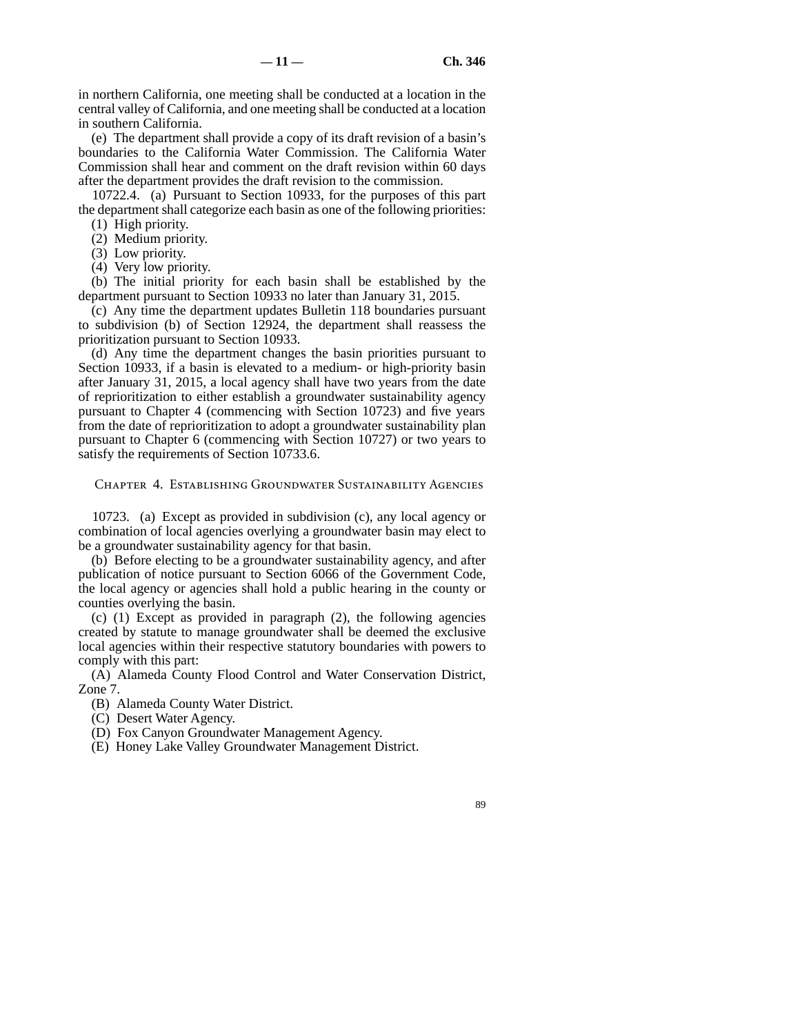in northern California, one meeting shall be conducted at a location in the central valley of California, and one meeting shall be conducted at a location in southern California.

(e) The department shall provide a copy of its draft revision of a basin's boundaries to the California Water Commission. The California Water Commission shall hear and comment on the draft revision within 60 days after the department provides the draft revision to the commission.

10722.4. (a) Pursuant to Section 10933, for the purposes of this part the department shall categorize each basin as one of the following priorities:

(1) High priority.

(2) Medium priority.

(3) Low priority.

(4) Very low priority.

(b) The initial priority for each basin shall be established by the department pursuant to Section 10933 no later than January 31, 2015.

(c) Any time the department updates Bulletin 118 boundaries pursuant to subdivision (b) of Section 12924, the department shall reassess the prioritization pursuant to Section 10933.

(d) Any time the department changes the basin priorities pursuant to Section 10933, if a basin is elevated to a medium- or high-priority basin after January 31, 2015, a local agency shall have two years from the date of reprioritization to either establish a groundwater sustainability agency pursuant to Chapter 4 (commencing with Section 10723) and five years from the date of reprioritization to adopt a groundwater sustainability plan pursuant to Chapter 6 (commencing with Section 10727) or two years to satisfy the requirements of Section 10733.6.

## Chapter 4. Establishing Groundwater Sustainability Agencies

10723. (a) Except as provided in subdivision (c), any local agency or combination of local agencies overlying a groundwater basin may elect to be a groundwater sustainability agency for that basin.

(b) Before electing to be a groundwater sustainability agency, and after publication of notice pursuant to Section 6066 of the Government Code, the local agency or agencies shall hold a public hearing in the county or counties overlying the basin.

(c) (1) Except as provided in paragraph (2), the following agencies created by statute to manage groundwater shall be deemed the exclusive local agencies within their respective statutory boundaries with powers to comply with this part:

(A) Alameda County Flood Control and Water Conservation District, Zone 7.

(B) Alameda County Water District.

(C) Desert Water Agency.

(D) Fox Canyon Groundwater Management Agency.

(E) Honey Lake Valley Groundwater Management District.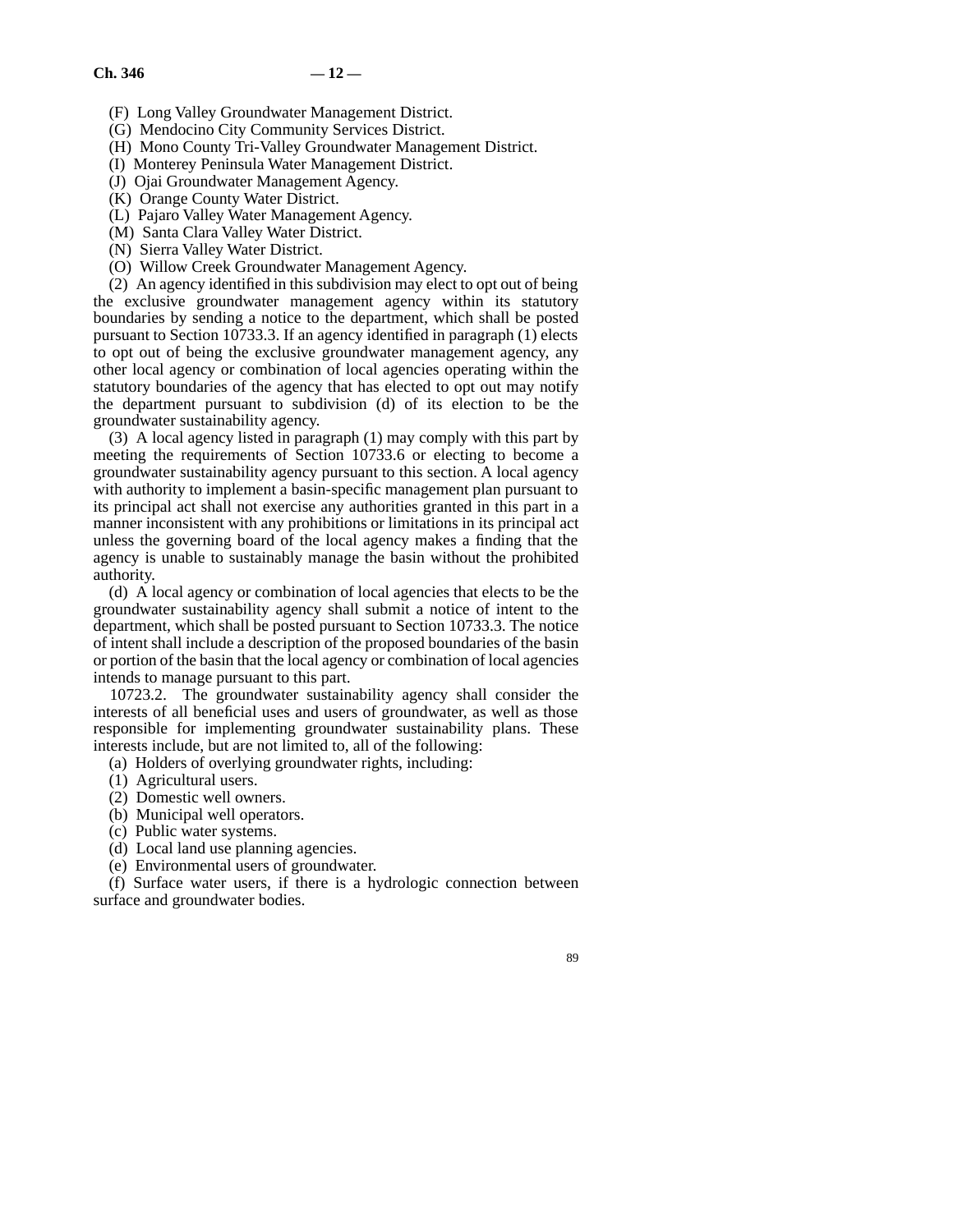(F) Long Valley Groundwater Management District.

(G) Mendocino City Community Services District.

(H) Mono County Tri-Valley Groundwater Management District.

(I) Monterey Peninsula Water Management District.

(J) Ojai Groundwater Management Agency.

(K) Orange County Water District.

(L) Pajaro Valley Water Management Agency.

(M) Santa Clara Valley Water District.

(N) Sierra Valley Water District.

(O) Willow Creek Groundwater Management Agency.

(2) An agency identified in this subdivision may elect to opt out of being the exclusive groundwater management agency within its statutory boundaries by sending a notice to the department, which shall be posted pursuant to Section 10733.3. If an agency identified in paragraph (1) elects to opt out of being the exclusive groundwater management agency, any other local agency or combination of local agencies operating within the statutory boundaries of the agency that has elected to opt out may notify the department pursuant to subdivision (d) of its election to be the groundwater sustainability agency.

(3) A local agency listed in paragraph (1) may comply with this part by meeting the requirements of Section 10733.6 or electing to become a groundwater sustainability agency pursuant to this section. A local agency with authority to implement a basin-specific management plan pursuant to its principal act shall not exercise any authorities granted in this part in a manner inconsistent with any prohibitions or limitations in its principal act unless the governing board of the local agency makes a finding that the agency is unable to sustainably manage the basin without the prohibited authority.

(d) A local agency or combination of local agencies that elects to be the groundwater sustainability agency shall submit a notice of intent to the department, which shall be posted pursuant to Section 10733.3. The notice of intent shall include a description of the proposed boundaries of the basin or portion of the basin that the local agency or combination of local agencies intends to manage pursuant to this part.

10723.2. The groundwater sustainability agency shall consider the interests of all beneficial uses and users of groundwater, as well as those responsible for implementing groundwater sustainability plans. These interests include, but are not limited to, all of the following:

(a) Holders of overlying groundwater rights, including:

(1) Agricultural users.

(2) Domestic well owners.

(b) Municipal well operators.

(c) Public water systems.

(d) Local land use planning agencies.

(e) Environmental users of groundwater.

(f) Surface water users, if there is a hydrologic connection between surface and groundwater bodies.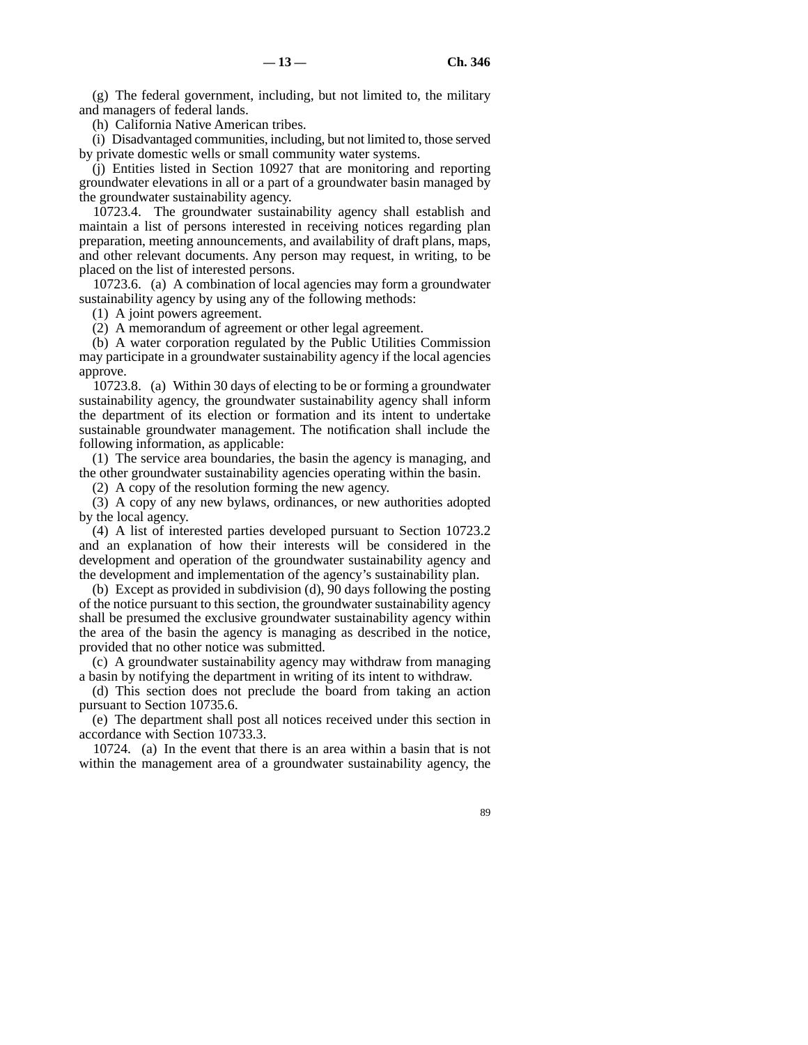(g) The federal government, including, but not limited to, the military and managers of federal lands.

(h) California Native American tribes.

(i) Disadvantaged communities, including, but not limited to, those served by private domestic wells or small community water systems.

(j) Entities listed in Section 10927 that are monitoring and reporting groundwater elevations in all or a part of a groundwater basin managed by the groundwater sustainability agency.

10723.4. The groundwater sustainability agency shall establish and maintain a list of persons interested in receiving notices regarding plan preparation, meeting announcements, and availability of draft plans, maps, and other relevant documents. Any person may request, in writing, to be placed on the list of interested persons.

10723.6. (a) A combination of local agencies may form a groundwater sustainability agency by using any of the following methods:

(1) A joint powers agreement.

(2) A memorandum of agreement or other legal agreement.

(b) A water corporation regulated by the Public Utilities Commission may participate in a groundwater sustainability agency if the local agencies approve.

10723.8. (a) Within 30 days of electing to be or forming a groundwater sustainability agency, the groundwater sustainability agency shall inform the department of its election or formation and its intent to undertake sustainable groundwater management. The notification shall include the following information, as applicable:

(1) The service area boundaries, the basin the agency is managing, and the other groundwater sustainability agencies operating within the basin.

(2) A copy of the resolution forming the new agency.

(3) A copy of any new bylaws, ordinances, or new authorities adopted by the local agency.

(4) A list of interested parties developed pursuant to Section 10723.2 and an explanation of how their interests will be considered in the development and operation of the groundwater sustainability agency and the development and implementation of the agency's sustainability plan.

(b) Except as provided in subdivision (d), 90 days following the posting of the notice pursuant to this section, the groundwater sustainability agency shall be presumed the exclusive groundwater sustainability agency within the area of the basin the agency is managing as described in the notice, provided that no other notice was submitted.

(c) A groundwater sustainability agency may withdraw from managing a basin by notifying the department in writing of its intent to withdraw.

(d) This section does not preclude the board from taking an action pursuant to Section 10735.6.

(e) The department shall post all notices received under this section in accordance with Section 10733.3.

10724. (a) In the event that there is an area within a basin that is not within the management area of a groundwater sustainability agency, the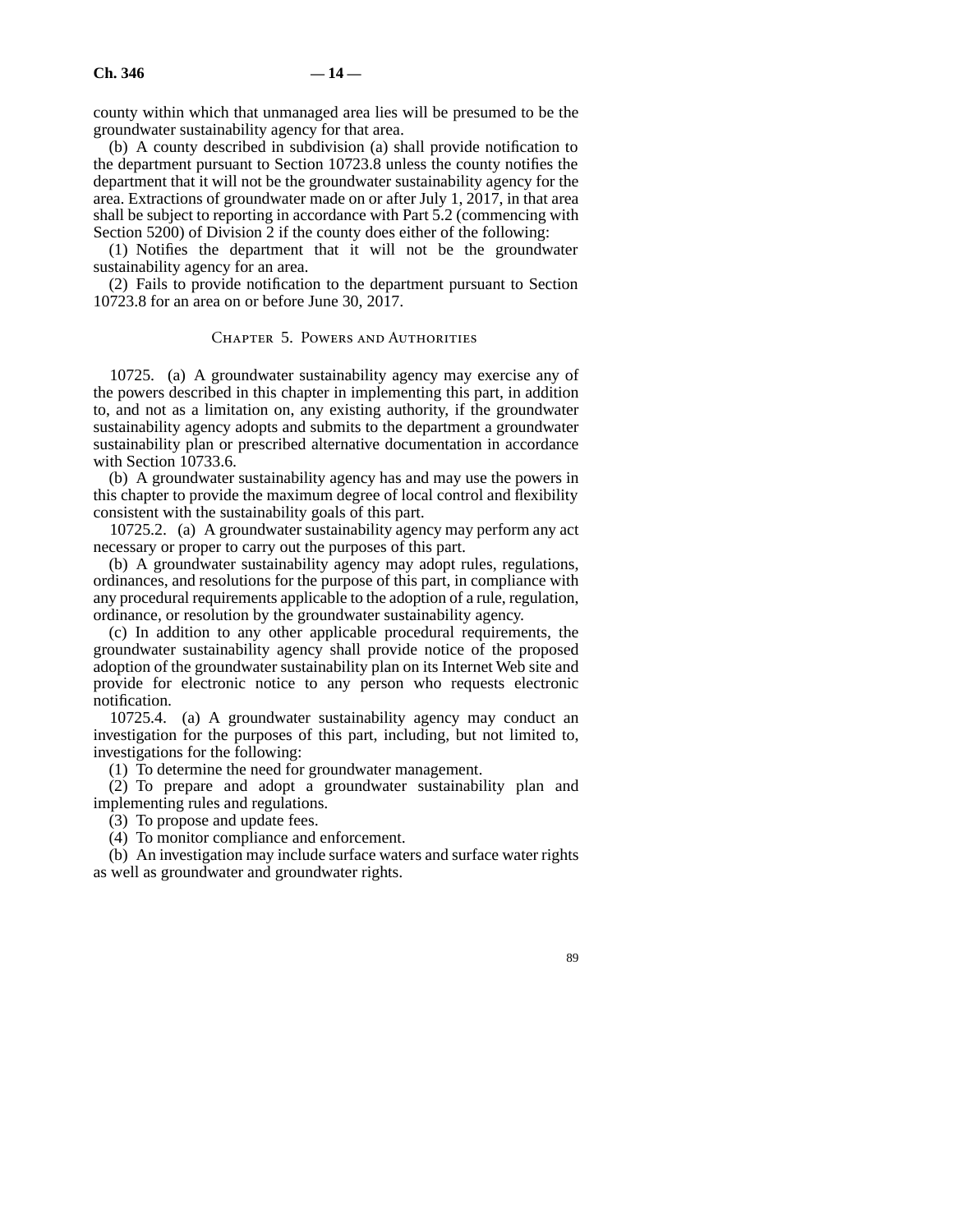county within which that unmanaged area lies will be presumed to be the groundwater sustainability agency for that area.

(b) A county described in subdivision (a) shall provide notification to the department pursuant to Section 10723.8 unless the county notifies the department that it will not be the groundwater sustainability agency for the area. Extractions of groundwater made on or after July 1, 2017, in that area shall be subject to reporting in accordance with Part 5.2 (commencing with Section 5200) of Division 2 if the county does either of the following:

(1) Notifies the department that it will not be the groundwater sustainability agency for an area.

(2) Fails to provide notification to the department pursuant to Section 10723.8 for an area on or before June 30, 2017.

## Chapter 5. Powers and Authorities

10725. (a) A groundwater sustainability agency may exercise any of the powers described in this chapter in implementing this part, in addition to, and not as a limitation on, any existing authority, if the groundwater sustainability agency adopts and submits to the department a groundwater sustainability plan or prescribed alternative documentation in accordance with Section 10733.6.

(b) A groundwater sustainability agency has and may use the powers in this chapter to provide the maximum degree of local control and flexibility consistent with the sustainability goals of this part.

10725.2. (a) A groundwater sustainability agency may perform any act necessary or proper to carry out the purposes of this part.

(b) A groundwater sustainability agency may adopt rules, regulations, ordinances, and resolutions for the purpose of this part, in compliance with any procedural requirements applicable to the adoption of a rule, regulation, ordinance, or resolution by the groundwater sustainability agency.

(c) In addition to any other applicable procedural requirements, the groundwater sustainability agency shall provide notice of the proposed adoption of the groundwater sustainability plan on its Internet Web site and provide for electronic notice to any person who requests electronic notification.

10725.4. (a) A groundwater sustainability agency may conduct an investigation for the purposes of this part, including, but not limited to, investigations for the following:

(1) To determine the need for groundwater management.

(2) To prepare and adopt a groundwater sustainability plan and implementing rules and regulations.

(3) To propose and update fees.

(4) To monitor compliance and enforcement.

(b) An investigation may include surface waters and surface water rights as well as groundwater and groundwater rights.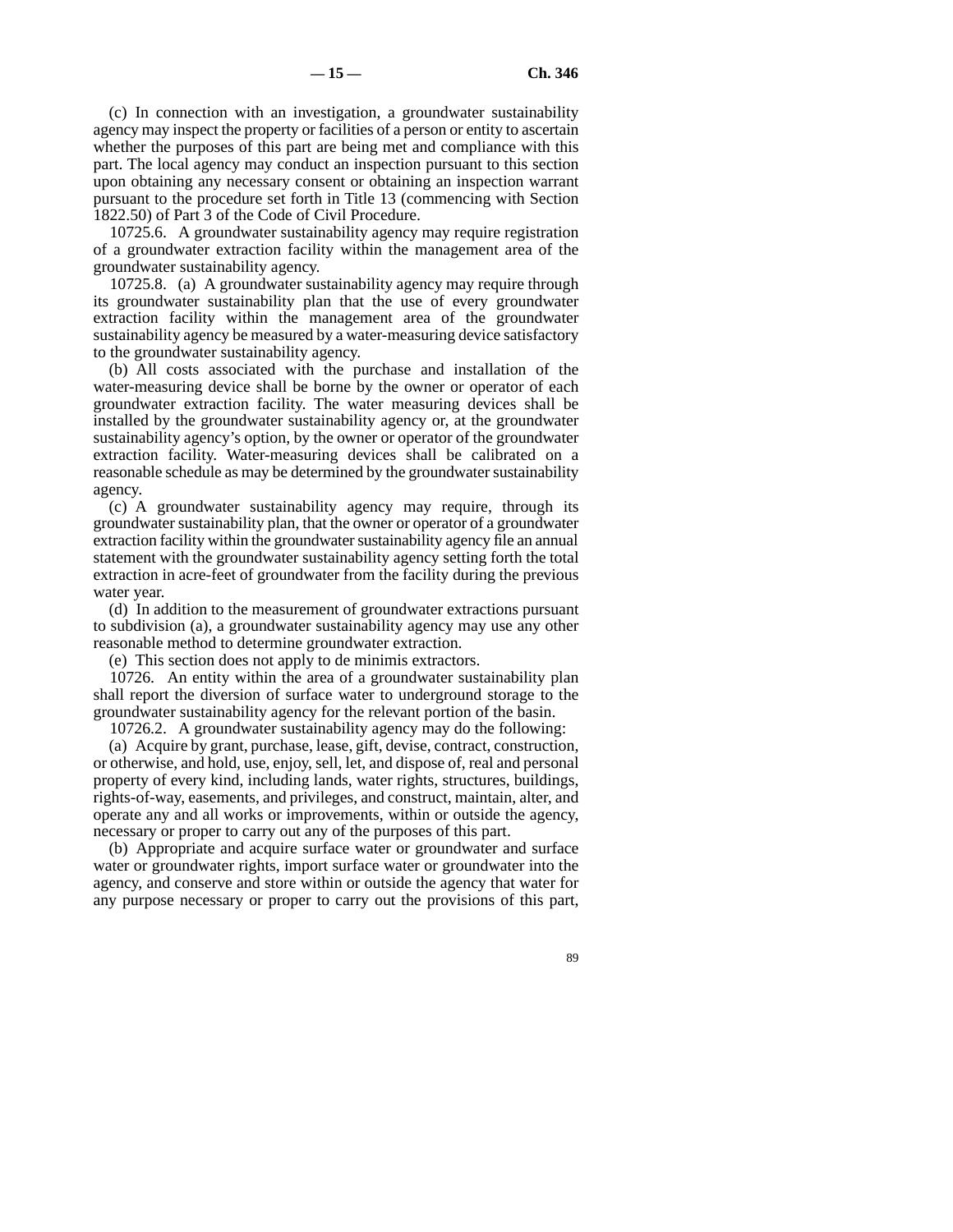(c) In connection with an investigation, a groundwater sustainability agency may inspect the property or facilities of a person or entity to ascertain whether the purposes of this part are being met and compliance with this part. The local agency may conduct an inspection pursuant to this section upon obtaining any necessary consent or obtaining an inspection warrant pursuant to the procedure set forth in Title 13 (commencing with Section 1822.50) of Part 3 of the Code of Civil Procedure.

10725.6. A groundwater sustainability agency may require registration of a groundwater extraction facility within the management area of the groundwater sustainability agency.

10725.8. (a) A groundwater sustainability agency may require through its groundwater sustainability plan that the use of every groundwater extraction facility within the management area of the groundwater sustainability agency be measured by a water-measuring device satisfactory to the groundwater sustainability agency.

(b) All costs associated with the purchase and installation of the water-measuring device shall be borne by the owner or operator of each groundwater extraction facility. The water measuring devices shall be installed by the groundwater sustainability agency or, at the groundwater sustainability agency's option, by the owner or operator of the groundwater extraction facility. Water-measuring devices shall be calibrated on a reasonable schedule as may be determined by the groundwater sustainability agency.

(c) A groundwater sustainability agency may require, through its groundwater sustainability plan, that the owner or operator of a groundwater extraction facility within the groundwater sustainability agency file an annual statement with the groundwater sustainability agency setting forth the total extraction in acre-feet of groundwater from the facility during the previous water year.

(d) In addition to the measurement of groundwater extractions pursuant to subdivision (a), a groundwater sustainability agency may use any other reasonable method to determine groundwater extraction.

(e) This section does not apply to de minimis extractors.

10726. An entity within the area of a groundwater sustainability plan shall report the diversion of surface water to underground storage to the groundwater sustainability agency for the relevant portion of the basin.

10726.2. A groundwater sustainability agency may do the following:

(a) Acquire by grant, purchase, lease, gift, devise, contract, construction, or otherwise, and hold, use, enjoy, sell, let, and dispose of, real and personal property of every kind, including lands, water rights, structures, buildings, rights-of-way, easements, and privileges, and construct, maintain, alter, and operate any and all works or improvements, within or outside the agency, necessary or proper to carry out any of the purposes of this part.

(b) Appropriate and acquire surface water or groundwater and surface water or groundwater rights, import surface water or groundwater into the agency, and conserve and store within or outside the agency that water for any purpose necessary or proper to carry out the provisions of this part,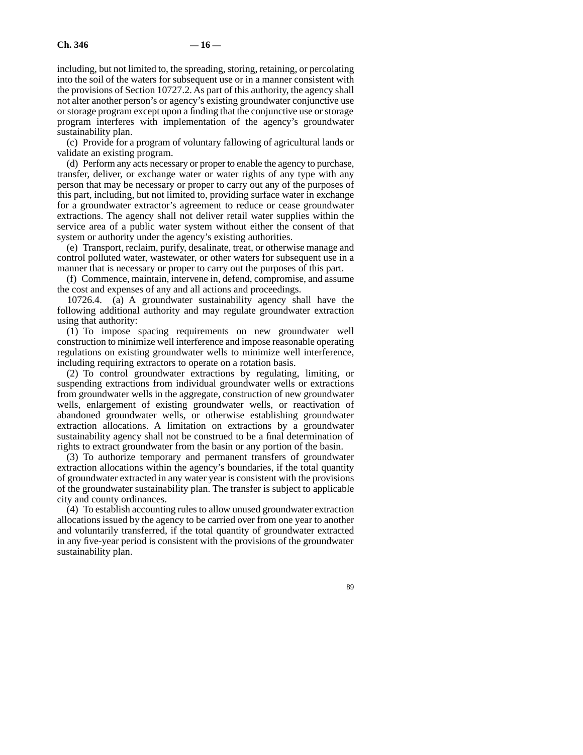including, but not limited to, the spreading, storing, retaining, or percolating into the soil of the waters for subsequent use or in a manner consistent with the provisions of Section 10727.2. As part of this authority, the agency shall not alter another person's or agency's existing groundwater conjunctive use or storage program except upon a finding that the conjunctive use or storage program interferes with implementation of the agency's groundwater sustainability plan.

(c) Provide for a program of voluntary fallowing of agricultural lands or validate an existing program.

(d) Perform any acts necessary or proper to enable the agency to purchase, transfer, deliver, or exchange water or water rights of any type with any person that may be necessary or proper to carry out any of the purposes of this part, including, but not limited to, providing surface water in exchange for a groundwater extractor's agreement to reduce or cease groundwater extractions. The agency shall not deliver retail water supplies within the service area of a public water system without either the consent of that system or authority under the agency's existing authorities.

(e) Transport, reclaim, purify, desalinate, treat, or otherwise manage and control polluted water, wastewater, or other waters for subsequent use in a manner that is necessary or proper to carry out the purposes of this part.

(f) Commence, maintain, intervene in, defend, compromise, and assume the cost and expenses of any and all actions and proceedings.

10726.4. (a) A groundwater sustainability agency shall have the following additional authority and may regulate groundwater extraction using that authority:

(1) To impose spacing requirements on new groundwater well construction to minimize well interference and impose reasonable operating regulations on existing groundwater wells to minimize well interference, including requiring extractors to operate on a rotation basis.

(2) To control groundwater extractions by regulating, limiting, or suspending extractions from individual groundwater wells or extractions from groundwater wells in the aggregate, construction of new groundwater wells, enlargement of existing groundwater wells, or reactivation of abandoned groundwater wells, or otherwise establishing groundwater extraction allocations. A limitation on extractions by a groundwater sustainability agency shall not be construed to be a final determination of rights to extract groundwater from the basin or any portion of the basin.

(3) To authorize temporary and permanent transfers of groundwater extraction allocations within the agency's boundaries, if the total quantity of groundwater extracted in any water year is consistent with the provisions of the groundwater sustainability plan. The transfer is subject to applicable city and county ordinances.

(4) To establish accounting rules to allow unused groundwater extraction allocations issued by the agency to be carried over from one year to another and voluntarily transferred, if the total quantity of groundwater extracted in any five-year period is consistent with the provisions of the groundwater sustainability plan.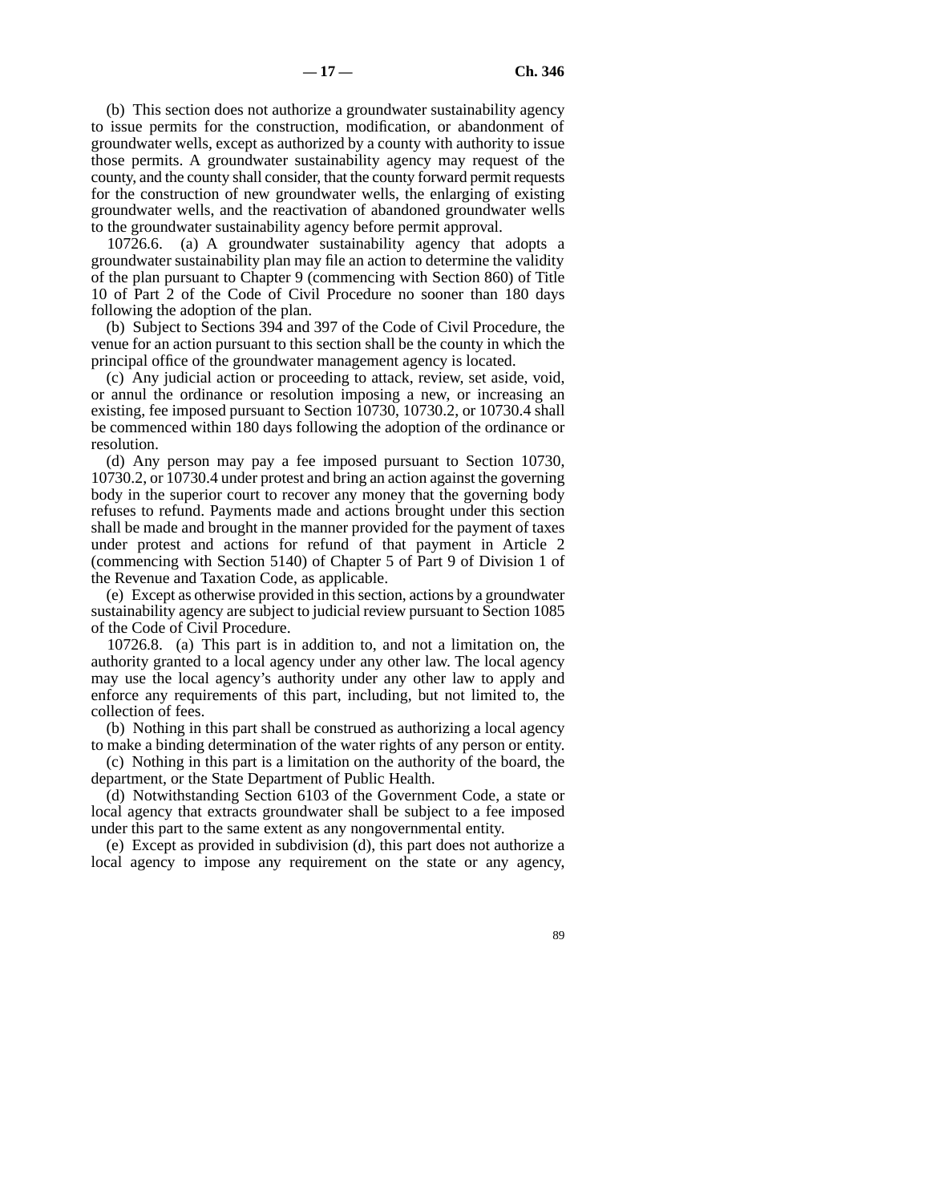(b) This section does not authorize a groundwater sustainability agency to issue permits for the construction, modification, or abandonment of groundwater wells, except as authorized by a county with authority to issue those permits. A groundwater sustainability agency may request of the county, and the county shall consider, that the county forward permit requests for the construction of new groundwater wells, the enlarging of existing groundwater wells, and the reactivation of abandoned groundwater wells to the groundwater sustainability agency before permit approval.

10726.6. (a) A groundwater sustainability agency that adopts a groundwater sustainability plan may file an action to determine the validity of the plan pursuant to Chapter 9 (commencing with Section 860) of Title 10 of Part 2 of the Code of Civil Procedure no sooner than 180 days following the adoption of the plan.

(b) Subject to Sections 394 and 397 of the Code of Civil Procedure, the venue for an action pursuant to this section shall be the county in which the principal office of the groundwater management agency is located.

(c) Any judicial action or proceeding to attack, review, set aside, void, or annul the ordinance or resolution imposing a new, or increasing an existing, fee imposed pursuant to Section 10730, 10730.2, or 10730.4 shall be commenced within 180 days following the adoption of the ordinance or resolution.

(d) Any person may pay a fee imposed pursuant to Section 10730, 10730.2, or 10730.4 under protest and bring an action against the governing body in the superior court to recover any money that the governing body refuses to refund. Payments made and actions brought under this section shall be made and brought in the manner provided for the payment of taxes under protest and actions for refund of that payment in Article 2 (commencing with Section 5140) of Chapter 5 of Part 9 of Division 1 of the Revenue and Taxation Code, as applicable.

(e) Except as otherwise provided in this section, actions by a groundwater sustainability agency are subject to judicial review pursuant to Section 1085 of the Code of Civil Procedure.

10726.8. (a) This part is in addition to, and not a limitation on, the authority granted to a local agency under any other law. The local agency may use the local agency's authority under any other law to apply and enforce any requirements of this part, including, but not limited to, the collection of fees.

(b) Nothing in this part shall be construed as authorizing a local agency to make a binding determination of the water rights of any person or entity.

(c) Nothing in this part is a limitation on the authority of the board, the department, or the State Department of Public Health.

(d) Notwithstanding Section 6103 of the Government Code, a state or local agency that extracts groundwater shall be subject to a fee imposed under this part to the same extent as any nongovernmental entity.

(e) Except as provided in subdivision (d), this part does not authorize a local agency to impose any requirement on the state or any agency,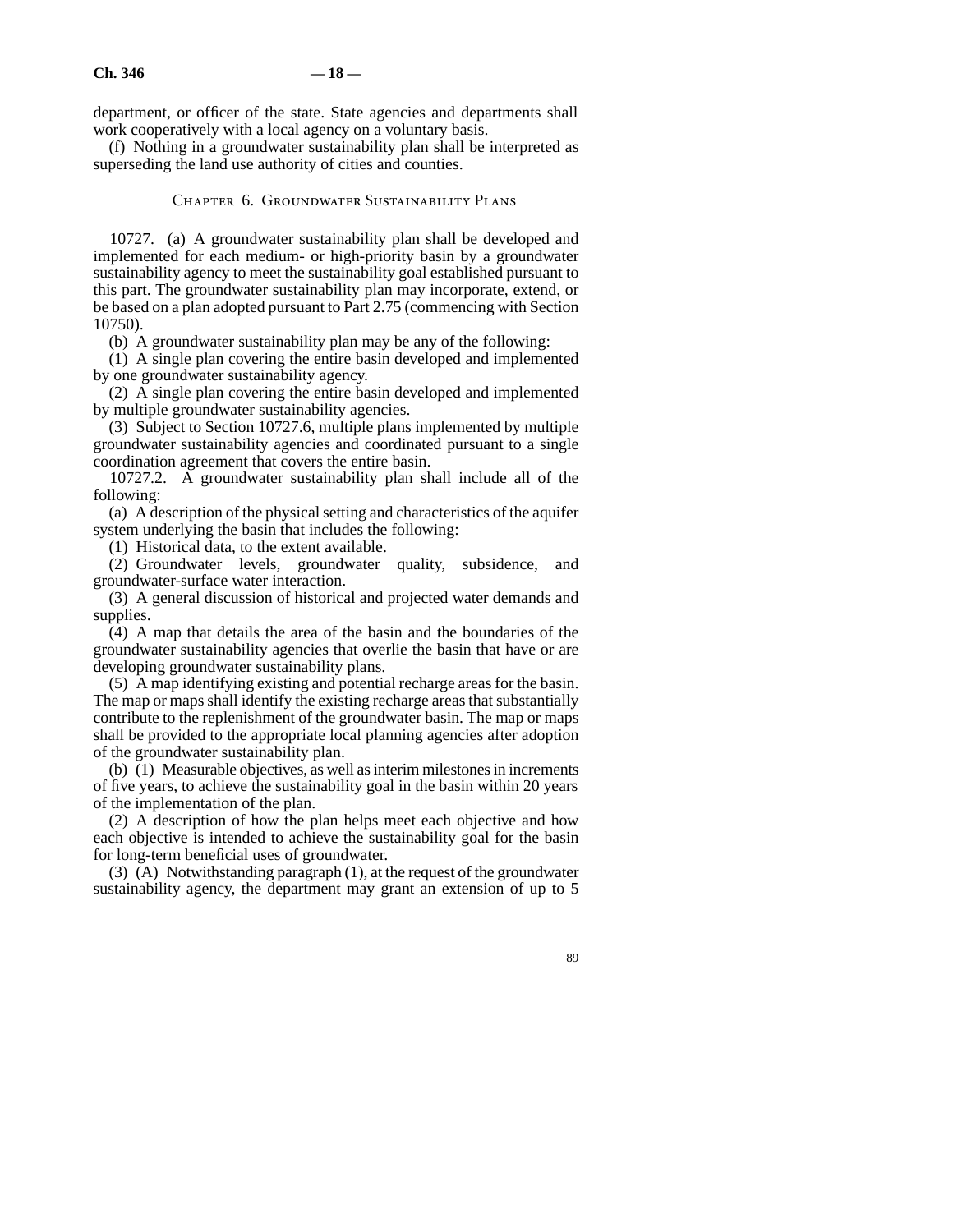department, or officer of the state. State agencies and departments shall work cooperatively with a local agency on a voluntary basis.

(f) Nothing in a groundwater sustainability plan shall be interpreted as superseding the land use authority of cities and counties.

## Chapter 6. Groundwater Sustainability Plans

10727. (a) A groundwater sustainability plan shall be developed and implemented for each medium- or high-priority basin by a groundwater sustainability agency to meet the sustainability goal established pursuant to this part. The groundwater sustainability plan may incorporate, extend, or be based on a plan adopted pursuant to Part 2.75 (commencing with Section 10750).

(b) A groundwater sustainability plan may be any of the following:

(1) A single plan covering the entire basin developed and implemented by one groundwater sustainability agency.

(2) A single plan covering the entire basin developed and implemented by multiple groundwater sustainability agencies.

(3) Subject to Section 10727.6, multiple plans implemented by multiple groundwater sustainability agencies and coordinated pursuant to a single coordination agreement that covers the entire basin.

10727.2. A groundwater sustainability plan shall include all of the following:

(a) A description of the physical setting and characteristics of the aquifer system underlying the basin that includes the following:

(1) Historical data, to the extent available.

(2) Groundwater levels, groundwater quality, subsidence, and groundwater-surface water interaction.

(3) A general discussion of historical and projected water demands and supplies.

(4) A map that details the area of the basin and the boundaries of the groundwater sustainability agencies that overlie the basin that have or are developing groundwater sustainability plans.

(5) A map identifying existing and potential recharge areas for the basin. The map or maps shall identify the existing recharge areas that substantially contribute to the replenishment of the groundwater basin. The map or maps shall be provided to the appropriate local planning agencies after adoption of the groundwater sustainability plan.

(b) (1) Measurable objectives, as well as interim milestones in increments of five years, to achieve the sustainability goal in the basin within 20 years of the implementation of the plan.

(2) A description of how the plan helps meet each objective and how each objective is intended to achieve the sustainability goal for the basin for long-term beneficial uses of groundwater.

(3) (A) Notwithstanding paragraph (1), at the request of the groundwater sustainability agency, the department may grant an extension of up to 5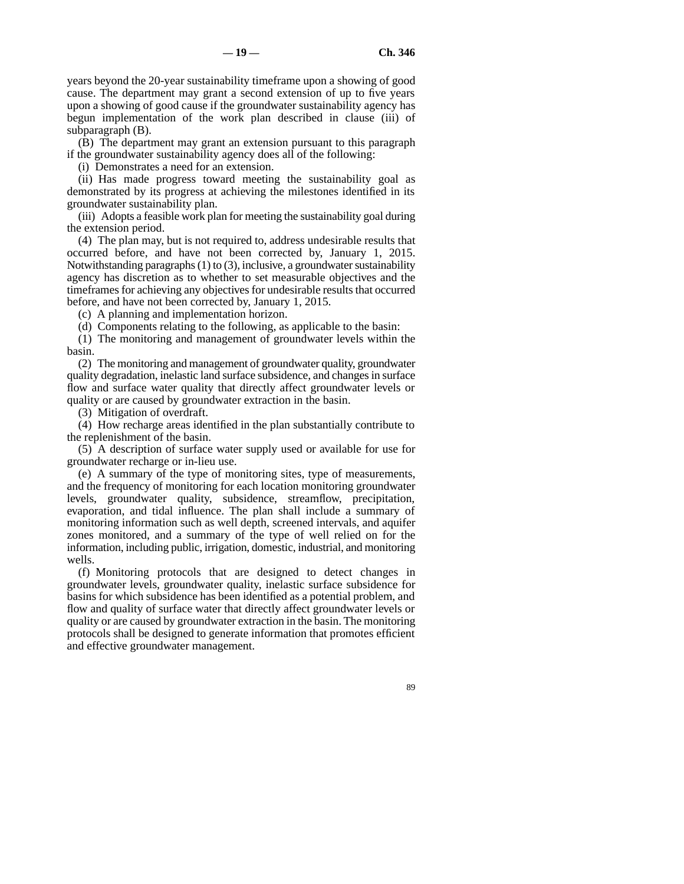years beyond the 20-year sustainability timeframe upon a showing of good cause. The department may grant a second extension of up to five years upon a showing of good cause if the groundwater sustainability agency has begun implementation of the work plan described in clause (iii) of subparagraph (B).

(B) The department may grant an extension pursuant to this paragraph if the groundwater sustainability agency does all of the following:

(i) Demonstrates a need for an extension.

(ii) Has made progress toward meeting the sustainability goal as demonstrated by its progress at achieving the milestones identified in its groundwater sustainability plan.

(iii) Adopts a feasible work plan for meeting the sustainability goal during the extension period.

(4) The plan may, but is not required to, address undesirable results that occurred before, and have not been corrected by, January 1, 2015. Notwithstanding paragraphs (1) to (3), inclusive, a groundwater sustainability agency has discretion as to whether to set measurable objectives and the timeframes for achieving any objectives for undesirable results that occurred before, and have not been corrected by, January 1, 2015.

(c) A planning and implementation horizon.

(d) Components relating to the following, as applicable to the basin:

(1) The monitoring and management of groundwater levels within the basin.

(2) The monitoring and management of groundwater quality, groundwater quality degradation, inelastic land surface subsidence, and changes in surface flow and surface water quality that directly affect groundwater levels or quality or are caused by groundwater extraction in the basin.

(3) Mitigation of overdraft.

(4) How recharge areas identified in the plan substantially contribute to the replenishment of the basin.

(5) A description of surface water supply used or available for use for groundwater recharge or in-lieu use.

(e) A summary of the type of monitoring sites, type of measurements, and the frequency of monitoring for each location monitoring groundwater levels, groundwater quality, subsidence, streamflow, precipitation, evaporation, and tidal influence. The plan shall include a summary of monitoring information such as well depth, screened intervals, and aquifer zones monitored, and a summary of the type of well relied on for the information, including public, irrigation, domestic, industrial, and monitoring wells.

(f) Monitoring protocols that are designed to detect changes in groundwater levels, groundwater quality, inelastic surface subsidence for basins for which subsidence has been identified as a potential problem, and flow and quality of surface water that directly affect groundwater levels or quality or are caused by groundwater extraction in the basin. The monitoring protocols shall be designed to generate information that promotes efficient and effective groundwater management.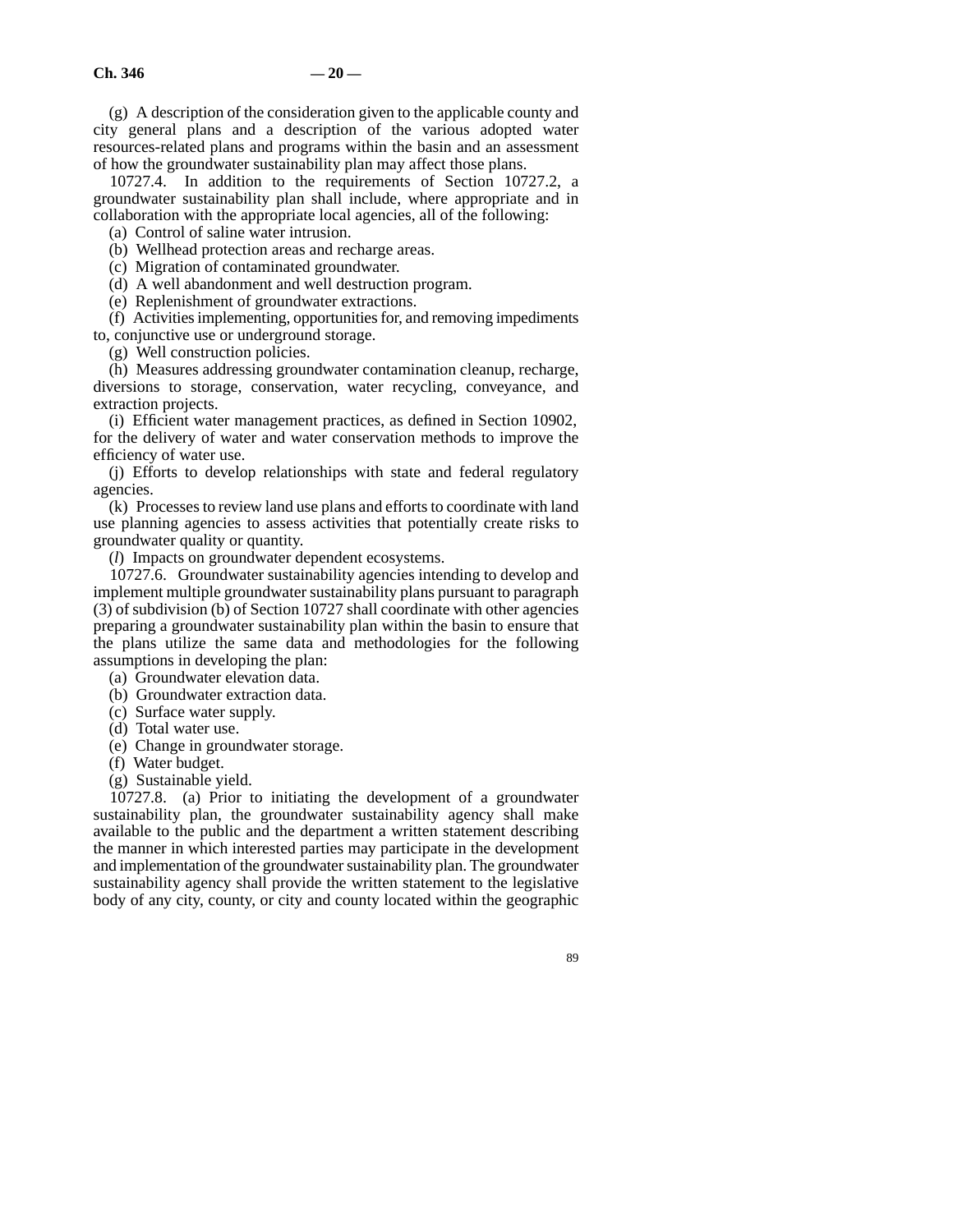(g) A description of the consideration given to the applicable county and city general plans and a description of the various adopted water resources-related plans and programs within the basin and an assessment of how the groundwater sustainability plan may affect those plans.

10727.4. In addition to the requirements of Section 10727.2, a groundwater sustainability plan shall include, where appropriate and in collaboration with the appropriate local agencies, all of the following:

(a) Control of saline water intrusion.

(b) Wellhead protection areas and recharge areas.

(c) Migration of contaminated groundwater.

(d) A well abandonment and well destruction program.

(e) Replenishment of groundwater extractions.

(f) Activities implementing, opportunities for, and removing impediments to, conjunctive use or underground storage.

(g) Well construction policies.

(h) Measures addressing groundwater contamination cleanup, recharge, diversions to storage, conservation, water recycling, conveyance, and extraction projects.

(i) Efficient water management practices, as defined in Section 10902, for the delivery of water and water conservation methods to improve the efficiency of water use.

(j) Efforts to develop relationships with state and federal regulatory agencies.

(k) Processes to review land use plans and efforts to coordinate with land use planning agencies to assess activities that potentially create risks to groundwater quality or quantity.

(*l*) Impacts on groundwater dependent ecosystems.

10727.6. Groundwater sustainability agencies intending to develop and implement multiple groundwater sustainability plans pursuant to paragraph (3) of subdivision (b) of Section 10727 shall coordinate with other agencies preparing a groundwater sustainability plan within the basin to ensure that the plans utilize the same data and methodologies for the following assumptions in developing the plan:

(a) Groundwater elevation data.

(b) Groundwater extraction data.

(c) Surface water supply.

(d) Total water use.

(e) Change in groundwater storage.

(f) Water budget.

(g) Sustainable yield.

10727.8. (a) Prior to initiating the development of a groundwater sustainability plan, the groundwater sustainability agency shall make available to the public and the department a written statement describing the manner in which interested parties may participate in the development and implementation of the groundwater sustainability plan. The groundwater sustainability agency shall provide the written statement to the legislative body of any city, county, or city and county located within the geographic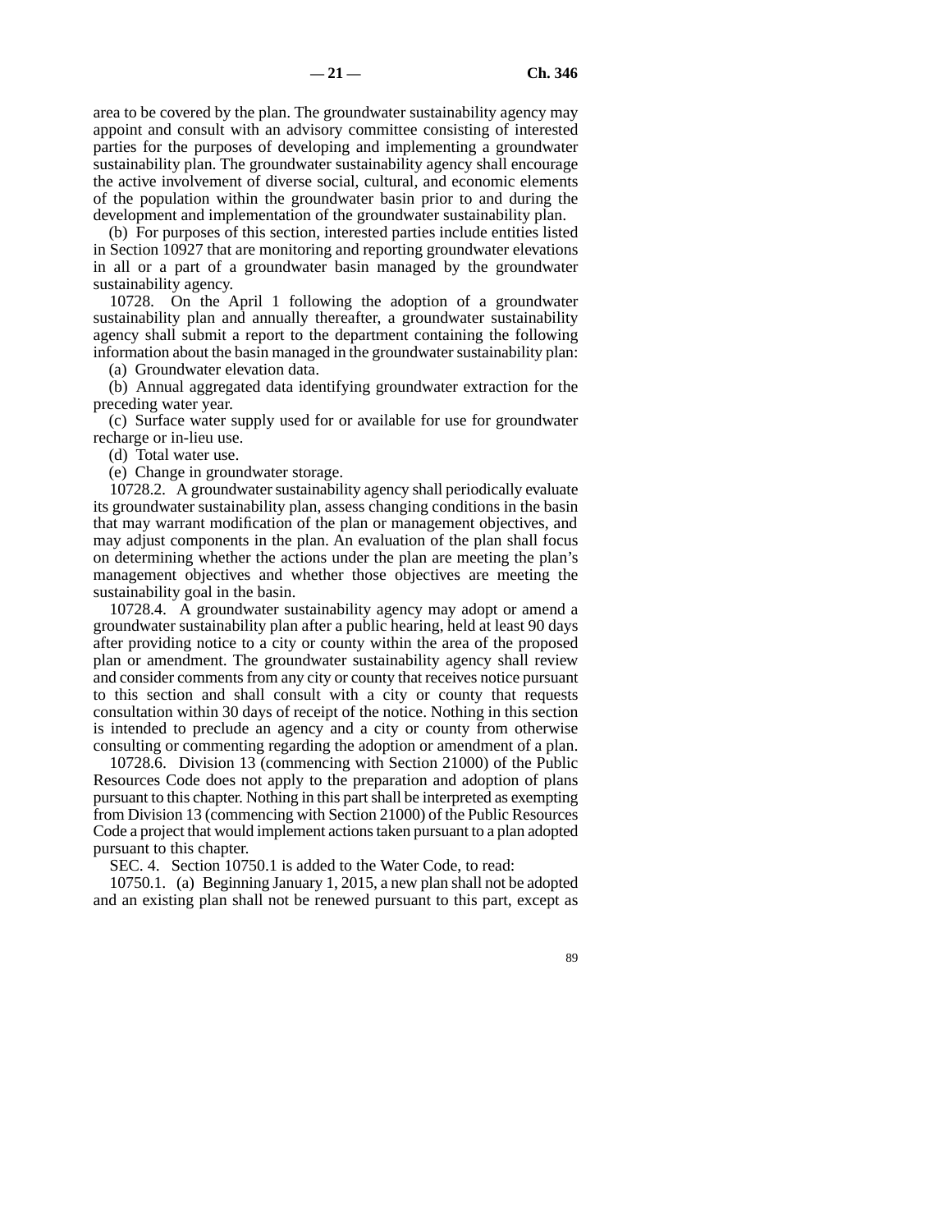area to be covered by the plan. The groundwater sustainability agency may appoint and consult with an advisory committee consisting of interested parties for the purposes of developing and implementing a groundwater sustainability plan. The groundwater sustainability agency shall encourage the active involvement of diverse social, cultural, and economic elements of the population within the groundwater basin prior to and during the development and implementation of the groundwater sustainability plan.

(b) For purposes of this section, interested parties include entities listed in Section 10927 that are monitoring and reporting groundwater elevations in all or a part of a groundwater basin managed by the groundwater sustainability agency.

10728. On the April 1 following the adoption of a groundwater sustainability plan and annually thereafter, a groundwater sustainability agency shall submit a report to the department containing the following information about the basin managed in the groundwater sustainability plan:

(a) Groundwater elevation data.

(b) Annual aggregated data identifying groundwater extraction for the preceding water year.

(c) Surface water supply used for or available for use for groundwater recharge or in-lieu use.

(d) Total water use.

(e) Change in groundwater storage.

10728.2. A groundwater sustainability agency shall periodically evaluate its groundwater sustainability plan, assess changing conditions in the basin that may warrant modification of the plan or management objectives, and may adjust components in the plan. An evaluation of the plan shall focus on determining whether the actions under the plan are meeting the plan's management objectives and whether those objectives are meeting the sustainability goal in the basin.

10728.4. A groundwater sustainability agency may adopt or amend a groundwater sustainability plan after a public hearing, held at least 90 days after providing notice to a city or county within the area of the proposed plan or amendment. The groundwater sustainability agency shall review and consider comments from any city or county that receives notice pursuant to this section and shall consult with a city or county that requests consultation within 30 days of receipt of the notice. Nothing in this section is intended to preclude an agency and a city or county from otherwise consulting or commenting regarding the adoption or amendment of a plan.

10728.6. Division 13 (commencing with Section 21000) of the Public Resources Code does not apply to the preparation and adoption of plans pursuant to this chapter. Nothing in this part shall be interpreted as exempting from Division 13 (commencing with Section 21000) of the Public Resources Code a project that would implement actions taken pursuant to a plan adopted pursuant to this chapter.

SEC. 4. Section 10750.1 is added to the Water Code, to read:

10750.1. (a) Beginning January 1, 2015, a new plan shall not be adopted and an existing plan shall not be renewed pursuant to this part, except as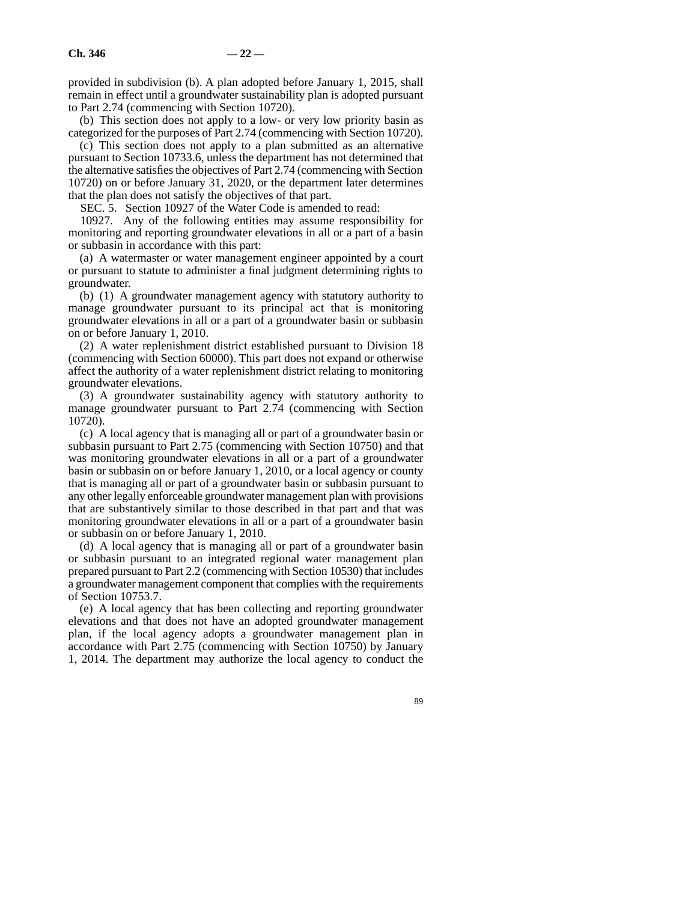provided in subdivision (b). A plan adopted before January 1, 2015, shall remain in effect until a groundwater sustainability plan is adopted pursuant to Part 2.74 (commencing with Section 10720).

(b) This section does not apply to a low- or very low priority basin as categorized for the purposes of Part 2.74 (commencing with Section 10720).

(c) This section does not apply to a plan submitted as an alternative pursuant to Section 10733.6, unless the department has not determined that the alternative satisfies the objectives of Part 2.74 (commencing with Section 10720) on or before January 31, 2020, or the department later determines that the plan does not satisfy the objectives of that part.

SEC. 5. Section 10927 of the Water Code is amended to read:

10927. Any of the following entities may assume responsibility for monitoring and reporting groundwater elevations in all or a part of a basin or subbasin in accordance with this part:

(a) A watermaster or water management engineer appointed by a court or pursuant to statute to administer a final judgment determining rights to groundwater.

(b) (1) A groundwater management agency with statutory authority to manage groundwater pursuant to its principal act that is monitoring groundwater elevations in all or a part of a groundwater basin or subbasin on or before January 1, 2010.

(2) A water replenishment district established pursuant to Division 18 (commencing with Section 60000). This part does not expand or otherwise affect the authority of a water replenishment district relating to monitoring groundwater elevations.

(3) A groundwater sustainability agency with statutory authority to manage groundwater pursuant to Part 2.74 (commencing with Section 10720).

(c) A local agency that is managing all or part of a groundwater basin or subbasin pursuant to Part 2.75 (commencing with Section 10750) and that was monitoring groundwater elevations in all or a part of a groundwater basin or subbasin on or before January 1, 2010, or a local agency or county that is managing all or part of a groundwater basin or subbasin pursuant to any other legally enforceable groundwater management plan with provisions that are substantively similar to those described in that part and that was monitoring groundwater elevations in all or a part of a groundwater basin or subbasin on or before January 1, 2010.

(d) A local agency that is managing all or part of a groundwater basin or subbasin pursuant to an integrated regional water management plan prepared pursuant to Part 2.2 (commencing with Section 10530) that includes a groundwater management component that complies with the requirements of Section 10753.7.

(e) A local agency that has been collecting and reporting groundwater elevations and that does not have an adopted groundwater management plan, if the local agency adopts a groundwater management plan in accordance with Part 2.75 (commencing with Section 10750) by January 1, 2014. The department may authorize the local agency to conduct the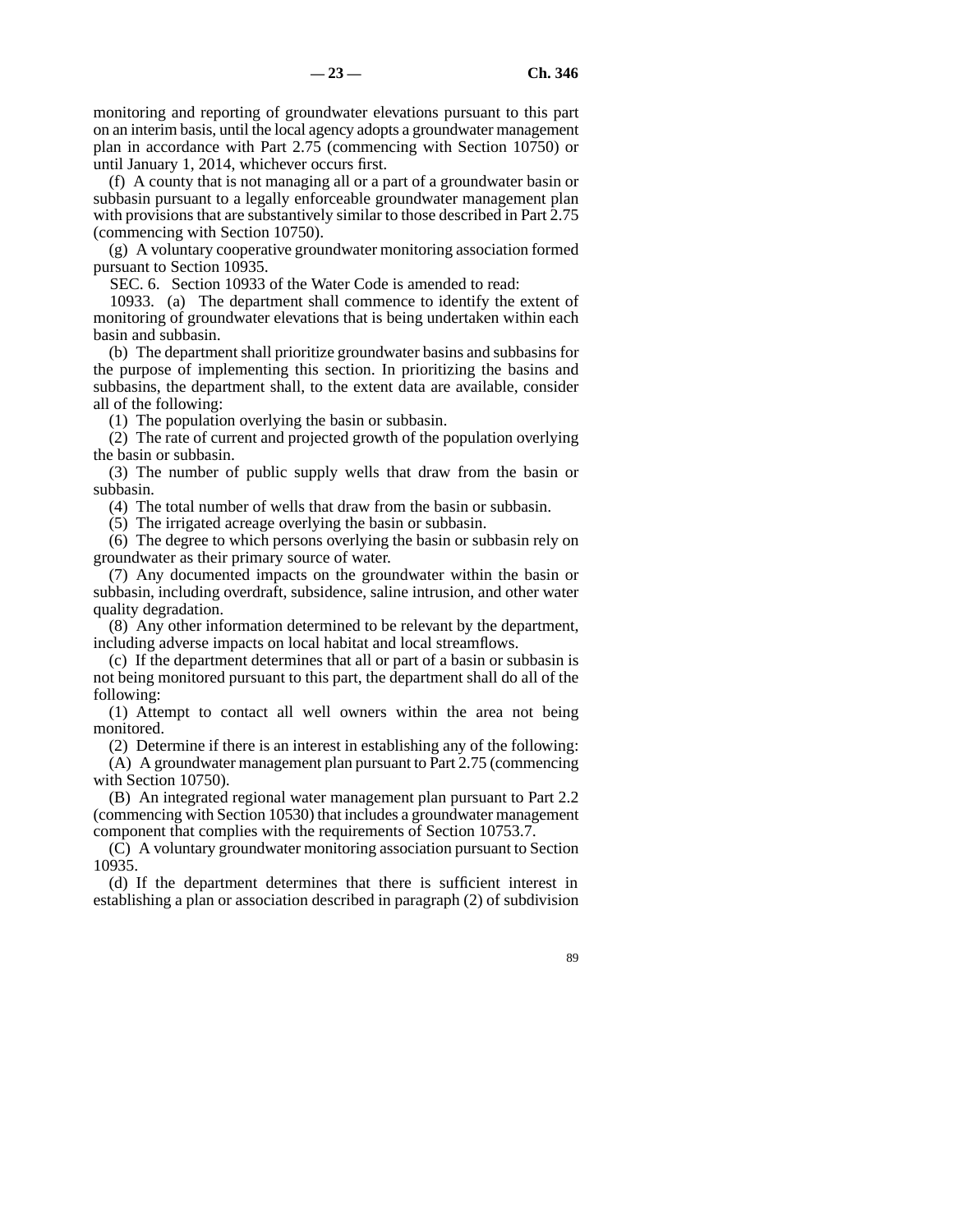monitoring and reporting of groundwater elevations pursuant to this part on an interim basis, until the local agency adopts a groundwater management plan in accordance with Part 2.75 (commencing with Section 10750) or until January 1, 2014, whichever occurs first.

(f) A county that is not managing all or a part of a groundwater basin or subbasin pursuant to a legally enforceable groundwater management plan with provisions that are substantively similar to those described in Part 2.75 (commencing with Section 10750).

(g) A voluntary cooperative groundwater monitoring association formed pursuant to Section 10935.

SEC. 6. Section 10933 of the Water Code is amended to read:

10933. (a) The department shall commence to identify the extent of monitoring of groundwater elevations that is being undertaken within each basin and subbasin.

(b) The department shall prioritize groundwater basins and subbasins for the purpose of implementing this section. In prioritizing the basins and subbasins, the department shall, to the extent data are available, consider all of the following:

(1) The population overlying the basin or subbasin.

(2) The rate of current and projected growth of the population overlying the basin or subbasin.

(3) The number of public supply wells that draw from the basin or subbasin.

(4) The total number of wells that draw from the basin or subbasin.

(5) The irrigated acreage overlying the basin or subbasin.

(6) The degree to which persons overlying the basin or subbasin rely on groundwater as their primary source of water.

(7) Any documented impacts on the groundwater within the basin or subbasin, including overdraft, subsidence, saline intrusion, and other water quality degradation.

(8) Any other information determined to be relevant by the department, including adverse impacts on local habitat and local streamflows.

(c) If the department determines that all or part of a basin or subbasin is not being monitored pursuant to this part, the department shall do all of the following:

(1) Attempt to contact all well owners within the area not being monitored.

(2) Determine if there is an interest in establishing any of the following:

(A) A groundwater management plan pursuant to Part 2.75 (commencing with Section 10750).

(B) An integrated regional water management plan pursuant to Part 2.2 (commencing with Section 10530) that includes a groundwater management component that complies with the requirements of Section 10753.7.

(C) A voluntary groundwater monitoring association pursuant to Section 10935.

(d) If the department determines that there is sufficient interest in establishing a plan or association described in paragraph (2) of subdivision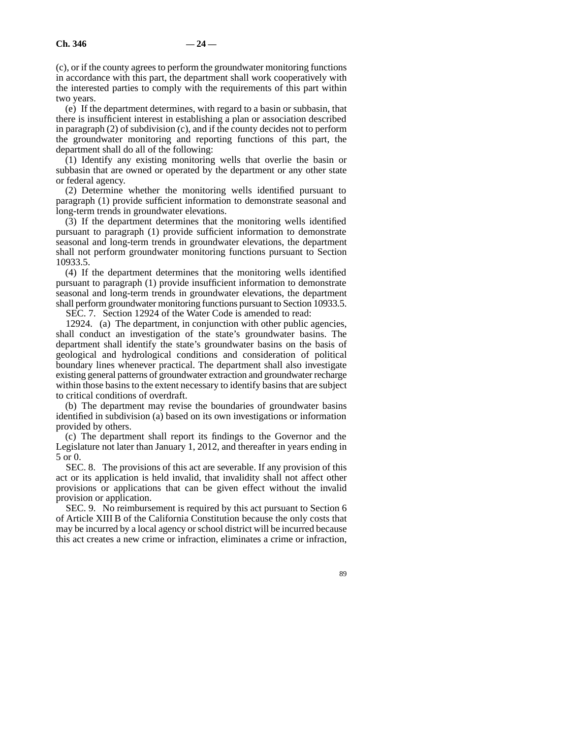(c), or if the county agrees to perform the groundwater monitoring functions in accordance with this part, the department shall work cooperatively with the interested parties to comply with the requirements of this part within two years.

(e) If the department determines, with regard to a basin or subbasin, that there is insufficient interest in establishing a plan or association described in paragraph (2) of subdivision (c), and if the county decides not to perform the groundwater monitoring and reporting functions of this part, the department shall do all of the following:

(1) Identify any existing monitoring wells that overlie the basin or subbasin that are owned or operated by the department or any other state or federal agency.

(2) Determine whether the monitoring wells identified pursuant to paragraph (1) provide sufficient information to demonstrate seasonal and long-term trends in groundwater elevations.

(3) If the department determines that the monitoring wells identified pursuant to paragraph (1) provide sufficient information to demonstrate seasonal and long-term trends in groundwater elevations, the department shall not perform groundwater monitoring functions pursuant to Section 10933.5.

(4) If the department determines that the monitoring wells identified pursuant to paragraph (1) provide insufficient information to demonstrate seasonal and long-term trends in groundwater elevations, the department shall perform groundwater monitoring functions pursuant to Section 10933.5.

SEC. 7. Section 12924 of the Water Code is amended to read:

12924. (a) The department, in conjunction with other public agencies, shall conduct an investigation of the state's groundwater basins. The department shall identify the state's groundwater basins on the basis of geological and hydrological conditions and consideration of political boundary lines whenever practical. The department shall also investigate existing general patterns of groundwater extraction and groundwater recharge within those basins to the extent necessary to identify basins that are subject to critical conditions of overdraft.

(b) The department may revise the boundaries of groundwater basins identified in subdivision (a) based on its own investigations or information provided by others.

(c) The department shall report its findings to the Governor and the Legislature not later than January 1, 2012, and thereafter in years ending in 5 or 0.

SEC. 8. The provisions of this act are severable. If any provision of this act or its application is held invalid, that invalidity shall not affect other provisions or applications that can be given effect without the invalid provision or application.

SEC. 9. No reimbursement is required by this act pursuant to Section 6 of Article XIII B of the California Constitution because the only costs that may be incurred by a local agency or school district will be incurred because this act creates a new crime or infraction, eliminates a crime or infraction,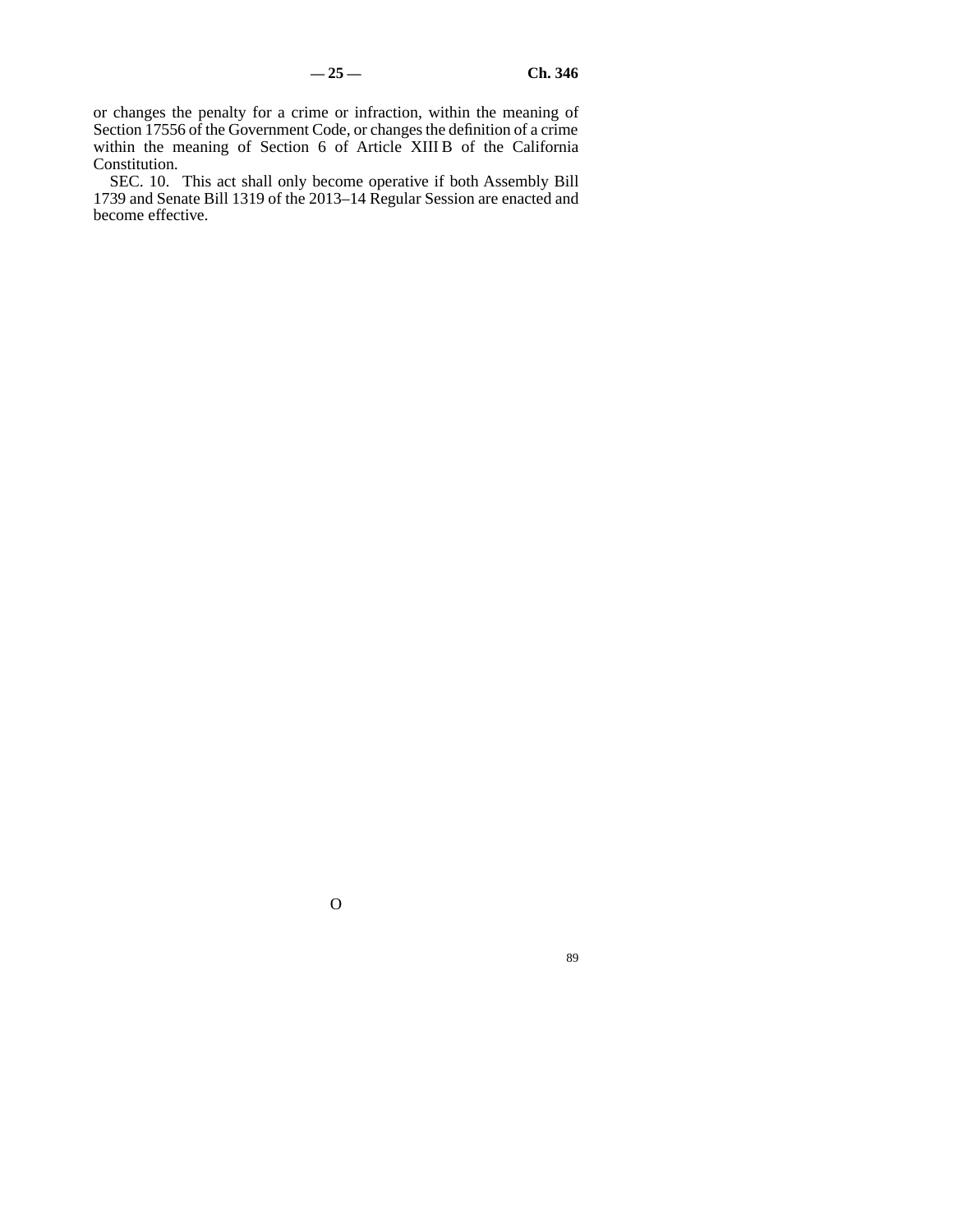or changes the penalty for a crime or infraction, within the meaning of Section 17556 of the Government Code, or changes the definition of a crime within the meaning of Section 6 of Article XIII B of the California Constitution.

SEC. 10. This act shall only become operative if both Assembly Bill 1739 and Senate Bill 1319 of the 2013–14 Regular Session are enacted and become effective.

O